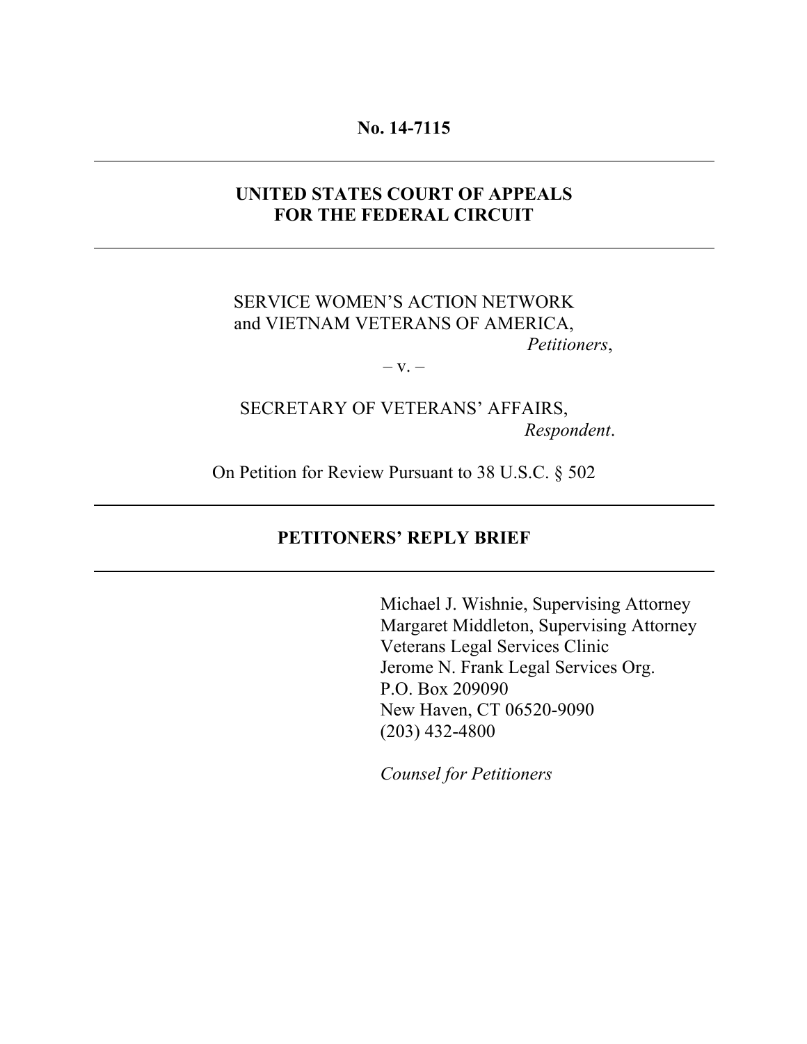**No. 14-7115**

---

**UNITED STATES COURT OF APPEALS FOR THE FEDERAL CIRCUIT**

---

SERVICE WOMEN'S ACTION NETWORK and VIETNAM VETERANS OF AMERICA,
*Petitioners*,

– v. –

SECRETARY OF VETERANS' AFFAIRS,
*Respondent*.

On Petition for Review Pursuant to 38 U.S.C. § 502

---

**PETITONERS' REPLY BRIEF**

---

Michael J. Wishnie, Supervising Attorney
Margaret Middleton, Supervising Attorney
Veterans Legal Services Clinic
Jerome N. Frank Legal Services Org.
P.O. Box 209090
New Haven, CT 06520-9090
(203) 432-4800

*Counsel for Petitioners*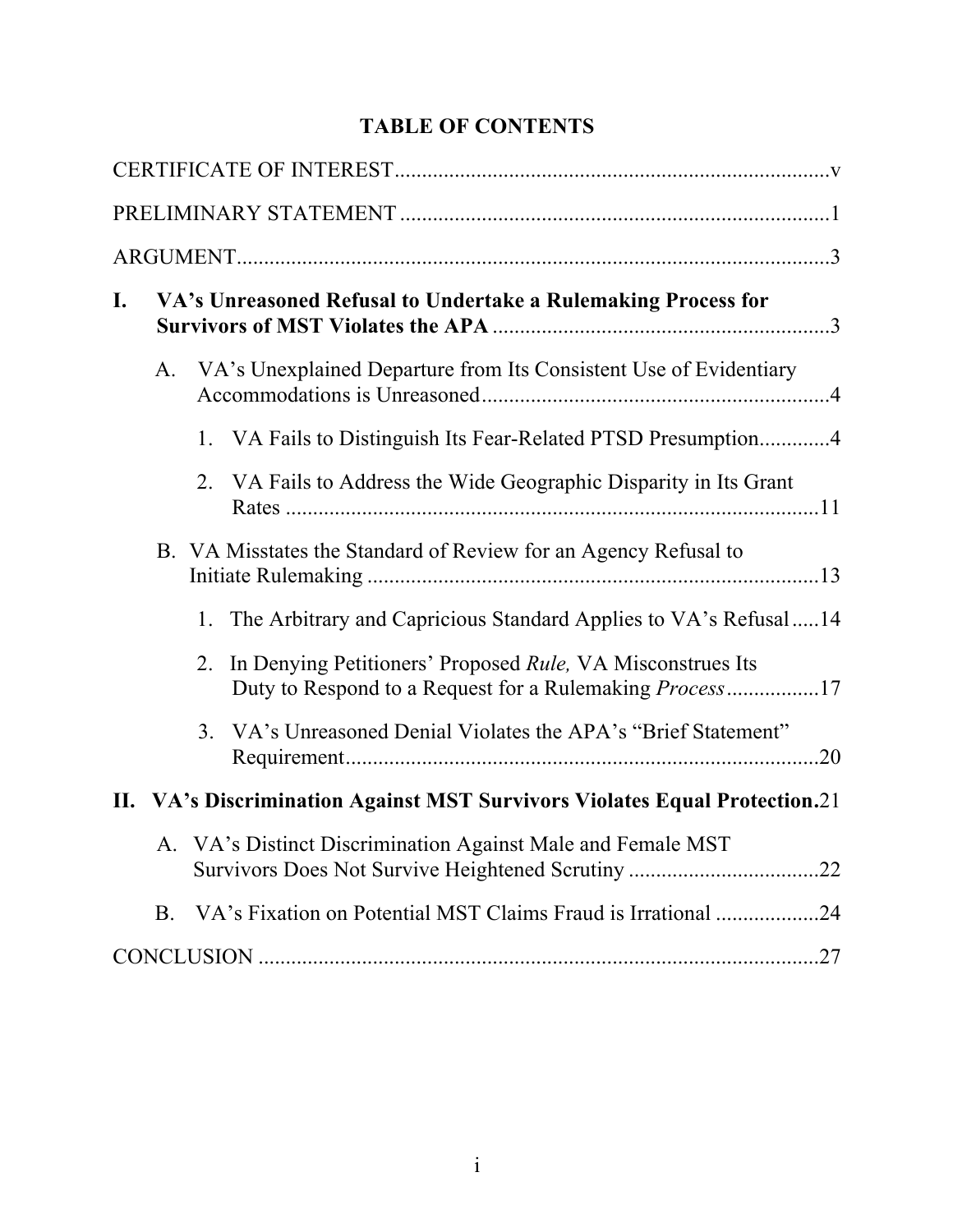# TABLE OF CONTENTS

CERTIFICATE OF INTEREST....................................................................................v

PRELIMINARY STATEMENT ...............................................................................1

ARGUMENT...........................................................................................................3

**I. VA's Unreasoned Refusal to Undertake a Rulemaking Process for Survivors of MST Violates the APA** .............................................................3

- A. VA's Unexplained Departure from Its Consistent Use of Evidentiary Accommodations is Unreasoned ...............................................................4
  - 1. VA Fails to Distinguish Its Fear-Related PTSD Presumption............4
  - 2. VA Fails to Address the Wide Geographic Disparity in Its Grant Rates ..................................................................................................11
- B. VA Misstates the Standard of Review for an Agency Refusal to Initiate Rulemaking ...................................................................................13
  - 1. The Arbitrary and Capricious Standard Applies to VA's Refusal .....14
  - 2. In Denying Petitioners' Proposed *Rule,* VA Misconstrues Its Duty to Respond to a Request for a Rulemaking *Process* .................17
  - 3. VA's Unreasoned Denial Violates the APA's "Brief Statement" Requirement.......................................................................................20

**II. VA's Discrimination Against MST Survivors Violates Equal Protection.**21

- A. VA's Distinct Discrimination Against Male and Female MST Survivors Does Not Survive Heightened Scrutiny ...................................22
- B. VA's Fixation on Potential MST Claims Fraud is Irrational ...................24

CONCLUSION .......................................................................................................27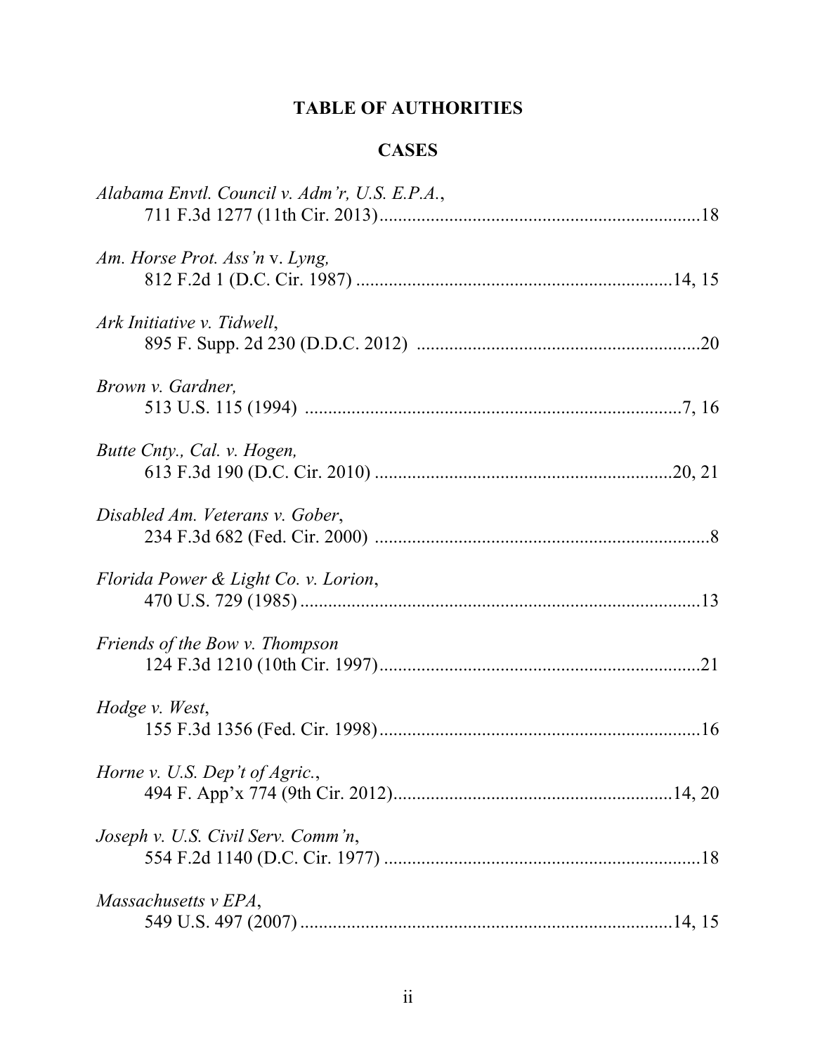# TABLE OF AUTHORITIES

## CASES

*Alabama Envtl. Council v. Adm'r, U.S. E.P.A.*,
711 F.3d 1277 (11th Cir. 2013)....................................................................18

*Am. Horse Prot. Ass'n* v. *Lyng,*
812 F.2d 1 (D.C. Cir. 1987) ....................................................................14, 15

*Ark Initiative v. Tidwell*,
895 F. Supp. 2d 230 (D.D.C. 2012) ............................................................20

*Brown v. Gardner,*
513 U.S. 115 (1994) .................................................................................7, 16

*Butte Cnty., Cal. v. Hogen,*
613 F.3d 190 (D.C. Cir. 2010) ...............................................................20, 21

*Disabled Am. Veterans v. Gober*,
234 F.3d 682 (Fed. Cir. 2000) ........................................................................8

*Florida Power & Light Co. v. Lorion*,
470 U.S. 729 (1985) .....................................................................................13

*Friends of the Bow v. Thompson*
124 F.3d 1210 (10th Cir. 1997).....................................................................21

*Hodge v. West*,
155 F.3d 1356 (Fed. Cir. 1998).....................................................................16

*Horne v. U.S. Dep't of Agric.*,
494 F. App'x 774 (9th Cir. 2012)............................................................14, 20

*Joseph v. U.S. Civil Serv. Comm'n*,
554 F.2d 1140 (D.C. Cir. 1977) ....................................................................18

*Massachusetts v EPA*,
549 U.S. 497 (2007) ................................................................................14, 15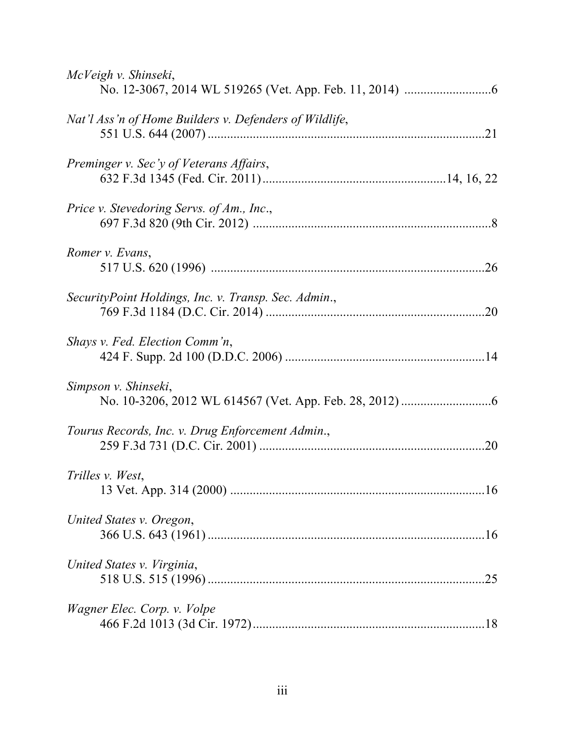*McVeigh v. Shinseki*,
No. 12-3067, 2014 WL 519265 (Vet. App. Feb. 11, 2014) ...........................6

*Nat'l Ass'n of Home Builders v. Defenders of Wildlife*,
551 U.S. 644 (2007) ......................................................................................21

*Preminger v. Sec'y of Veterans Affairs*,
632 F.3d 1345 (Fed. Cir. 2011) ........................................................14, 16, 22

*Price v. Stevedoring Servs. of Am., Inc.*,
697 F.3d 820 (9th Cir. 2012) ..........................................................................8

*Romer v. Evans*,
517 U.S. 620 (1996) ......................................................................................26

*SecurityPoint Holdings, Inc. v. Transp. Sec. Admin.*,
769 F.3d 1184 (D.C. Cir. 2014) ....................................................................20

*Shays v. Fed. Election Comm'n*,
424 F. Supp. 2d 100 (D.D.C. 2006) ..............................................................14

*Simpson v. Shinseki*,
No. 10-3206, 2012 WL 614567 (Vet. App. Feb. 28, 2012) ............................6

*Tourus Records, Inc. v. Drug Enforcement Admin.*,
259 F.3d 731 (D.C. Cir. 2001) ......................................................................20

*Trilles v. West*,
13 Vet. App. 314 (2000) ................................................................................16

*United States v. Oregon*,
366 U.S. 643 (1961) ......................................................................................16

*United States v. Virginia*,
518 U.S. 515 (1996) ......................................................................................25

*Wagner Elec. Corp. v. Volpe*
466 F.2d 1013 (3d Cir. 1972) ........................................................................18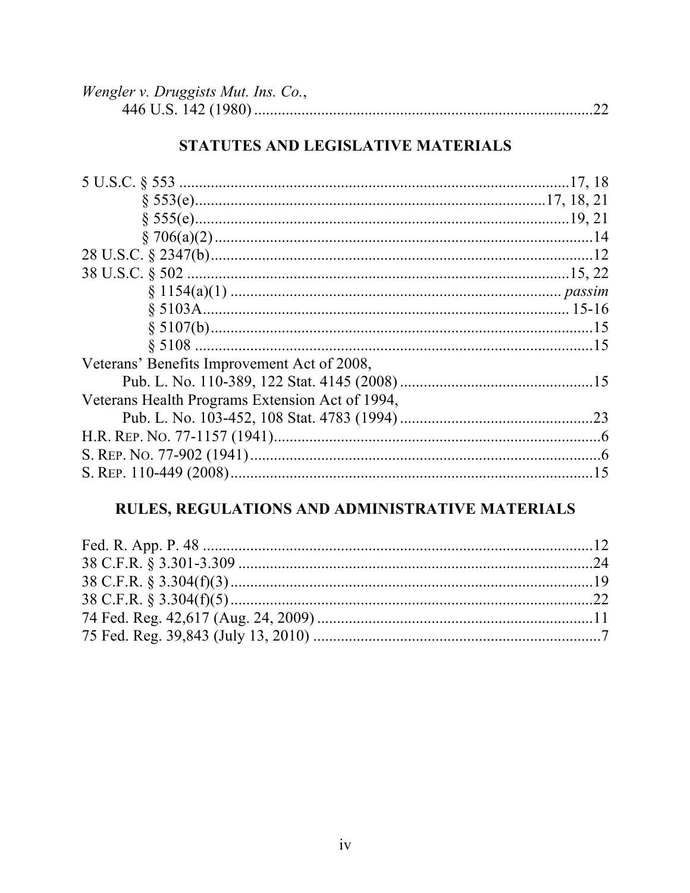*Wengler v. Druggists Mut. Ins. Co.*,
446 U.S. 142 (1980) ....................................................................................22

## STATUTES AND LEGISLATIVE MATERIALS

5 U.S.C. § 553 ..........................................................................................17, 18
§ 553(e)....................................................................................17, 18, 21
§ 555(e)..............................................................................................19, 21
§ 706(a)(2) ...............................................................................................14
28 U.S.C. § 2347(b).......................................................................................12
38 U.S.C. § 502 ........................................................................................15, 22
§ 1154(a)(1) ........................................................................... *passim*
§ 5103A.................................................................................... 15-16
§ 5107(b)...............................................................................................15
§ 5108 ...................................................................................................15
Veterans' Benefits Improvement Act of 2008,
Pub. L. No. 110-389, 122 Stat. 4145 (2008) ..............................................15
Veterans Health Programs Extension Act of 1994,
Pub. L. No. 103-452, 108 Stat. 4783 (1994) ..............................................23
H.R. REP. NO. 77-1157 (1941)...................................................................................6
S. REP. NO. 77-902 (1941).........................................................................................6
S. REP. 110-449 (2008)...........................................................................................15

## RULES, REGULATIONS AND ADMINISTRATIVE MATERIALS

Fed. R. App. P. 48 .................................................................................................12
38 C.F.R. § 3.301-3.309 ..........................................................................................24
38 C.F.R. § 3.304(f)(3)............................................................................................19
38 C.F.R. § 3.304(f)(5)............................................................................................22
74 Fed. Reg. 42,617 (Aug. 24, 2009) ......................................................................11
75 Fed. Reg. 39,843 (July 13, 2010) .........................................................................7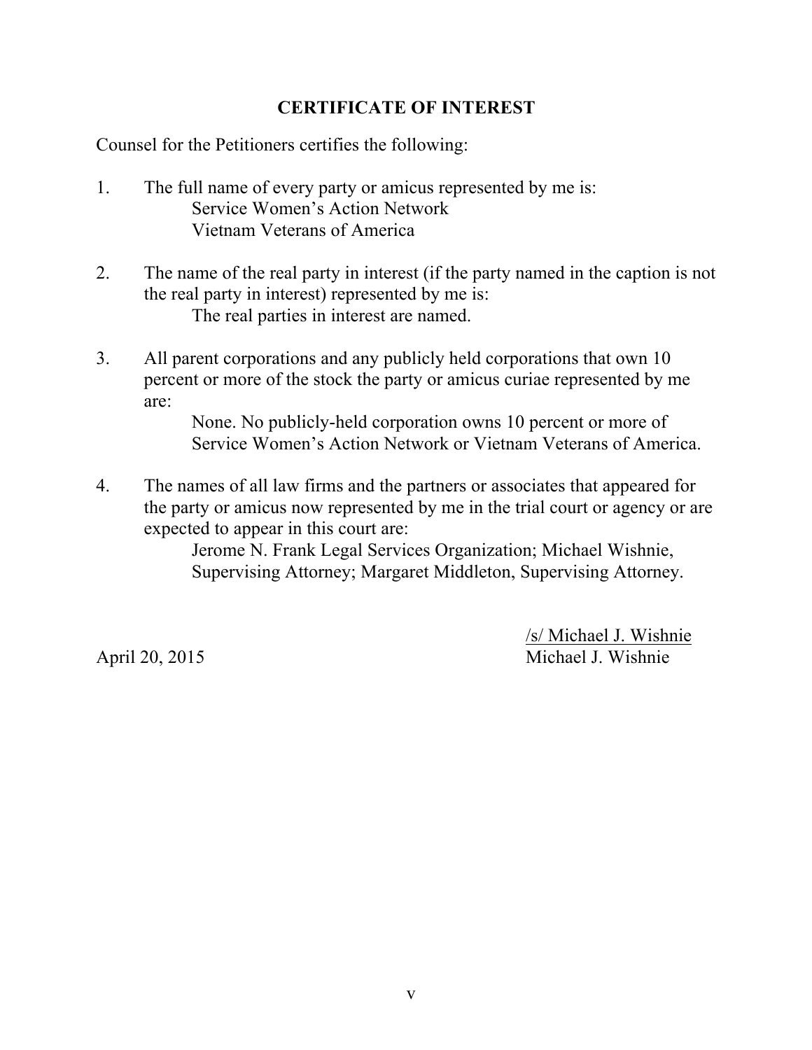## CERTIFICATE OF INTEREST

Counsel for the Petitioners certifies the following:

1. The full name of every party or amicus represented by me is:
   Service Women's Action Network
   Vietnam Veterans of America

2. The name of the real party in interest (if the party named in the caption is not the real party in interest) represented by me is:
   The real parties in interest are named.

3. All parent corporations and any publicly held corporations that own 10 percent or more of the stock the party or amicus curiae represented by me are:
   None. No publicly-held corporation owns 10 percent or more of Service Women's Action Network or Vietnam Veterans of America.

4. The names of all law firms and the partners or associates that appeared for the party or amicus now represented by me in the trial court or agency or are expected to appear in this court are:
   Jerome N. Frank Legal Services Organization; Michael Wishnie, Supervising Attorney; Margaret Middleton, Supervising Attorney.

April 20, 2015

/s/ Michael J. Wishnie
Michael J. Wishnie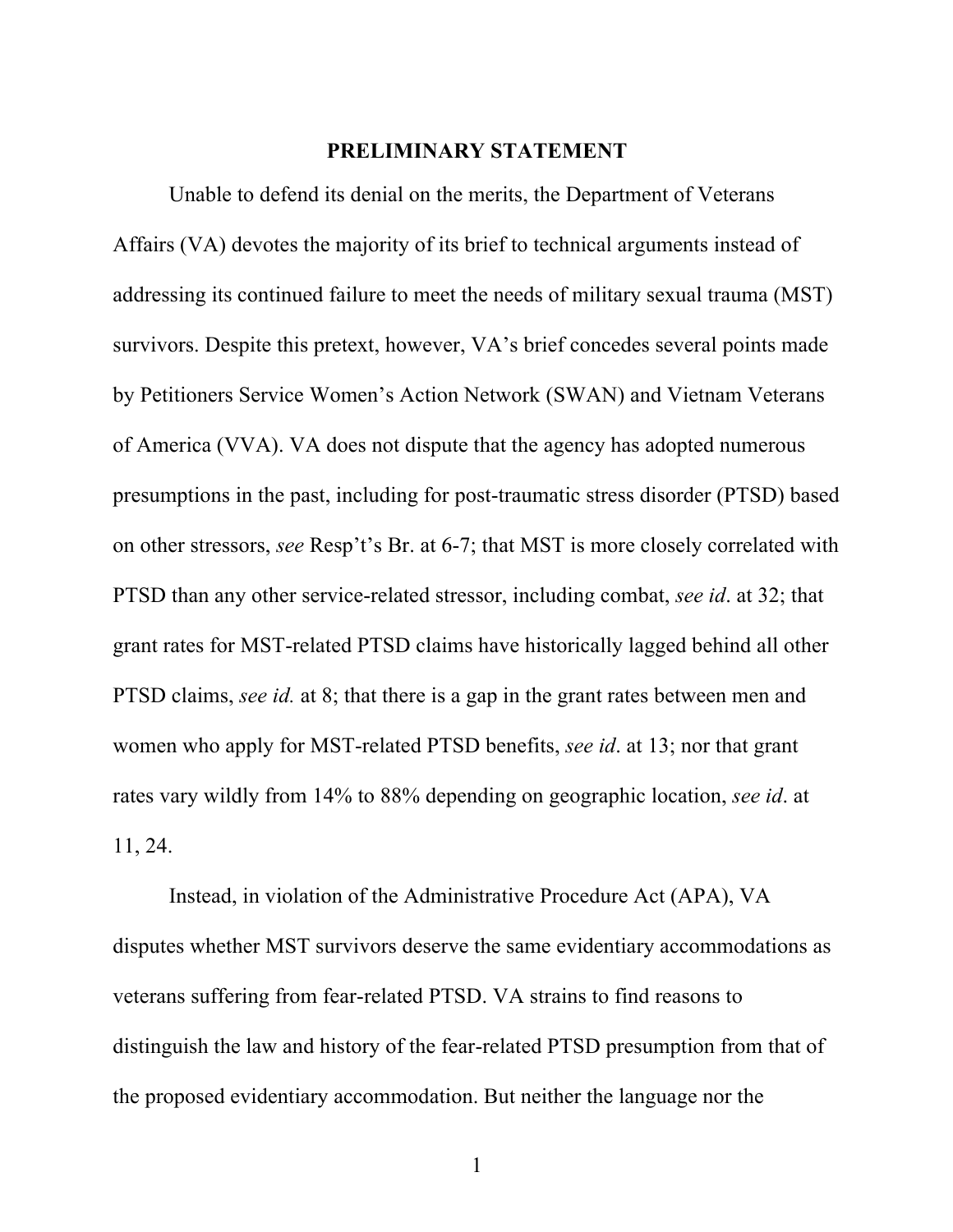## PRELIMINARY STATEMENT

Unable to defend its denial on the merits, the Department of Veterans Affairs (VA) devotes the majority of its brief to technical arguments instead of addressing its continued failure to meet the needs of military sexual trauma (MST) survivors. Despite this pretext, however, VA's brief concedes several points made by Petitioners Service Women's Action Network (SWAN) and Vietnam Veterans of America (VVA). VA does not dispute that the agency has adopted numerous presumptions in the past, including for post-traumatic stress disorder (PTSD) based on other stressors, *see* Resp't's Br. at 6-7; that MST is more closely correlated with PTSD than any other service-related stressor, including combat, *see id*. at 32; that grant rates for MST-related PTSD claims have historically lagged behind all other PTSD claims, *see id.* at 8; that there is a gap in the grant rates between men and women who apply for MST-related PTSD benefits, *see id*. at 13; nor that grant rates vary wildly from 14% to 88% depending on geographic location, *see id*. at 11, 24.

Instead, in violation of the Administrative Procedure Act (APA), VA disputes whether MST survivors deserve the same evidentiary accommodations as veterans suffering from fear-related PTSD. VA strains to find reasons to distinguish the law and history of the fear-related PTSD presumption from that of the proposed evidentiary accommodation. But neither the language nor the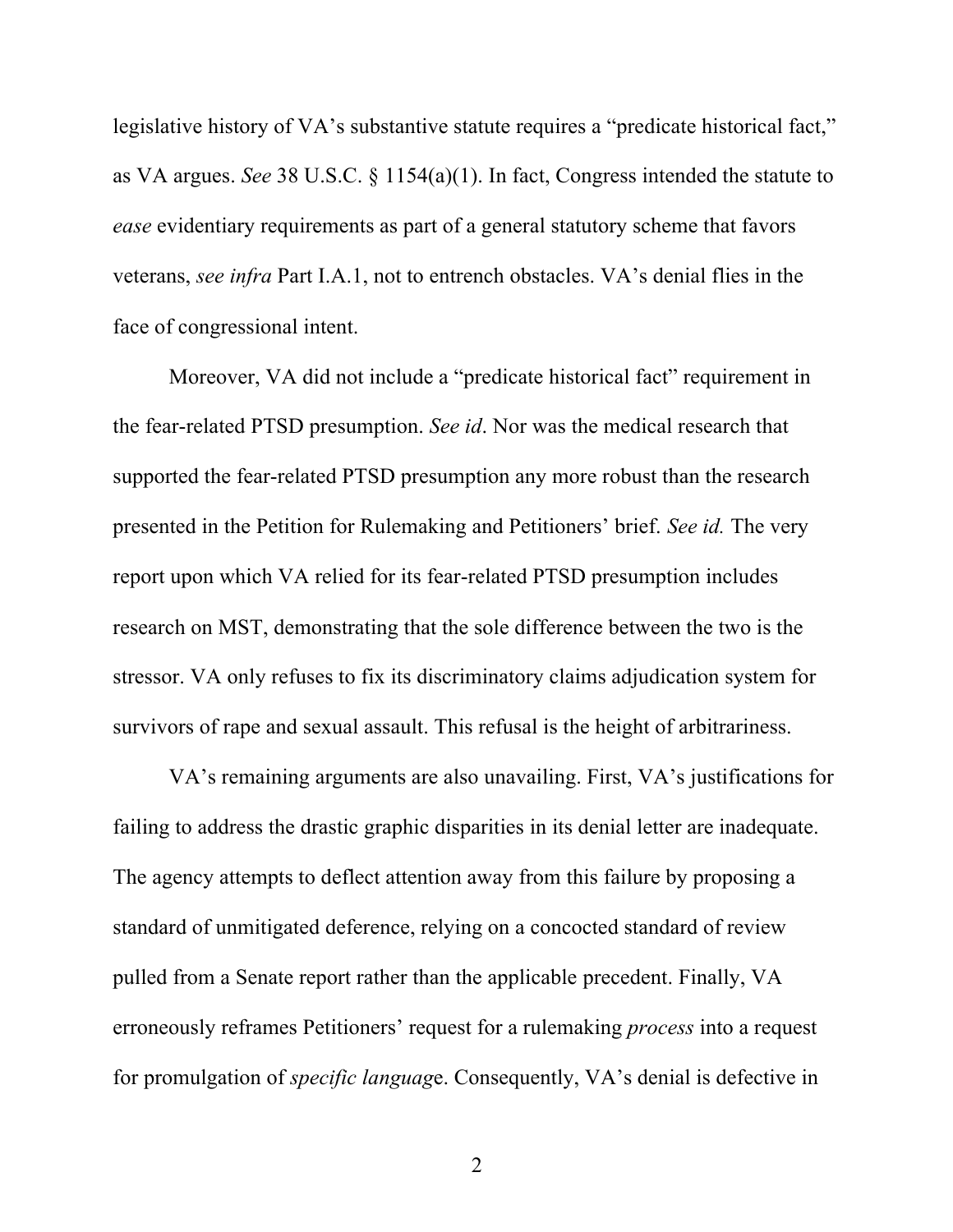legislative history of VA's substantive statute requires a "predicate historical fact," as VA argues. *See* 38 U.S.C. § 1154(a)(1). In fact, Congress intended the statute to *ease* evidentiary requirements as part of a general statutory scheme that favors veterans, *see infra* Part I.A.1, not to entrench obstacles. VA's denial flies in the face of congressional intent.

Moreover, VA did not include a "predicate historical fact" requirement in the fear-related PTSD presumption. *See id*. Nor was the medical research that supported the fear-related PTSD presumption any more robust than the research presented in the Petition for Rulemaking and Petitioners' brief. *See id.* The very report upon which VA relied for its fear-related PTSD presumption includes research on MST, demonstrating that the sole difference between the two is the stressor. VA only refuses to fix its discriminatory claims adjudication system for survivors of rape and sexual assault. This refusal is the height of arbitrariness.

VA's remaining arguments are also unavailing. First, VA's justifications for failing to address the drastic graphic disparities in its denial letter are inadequate. The agency attempts to deflect attention away from this failure by proposing a standard of unmitigated deference, relying on a concocted standard of review pulled from a Senate report rather than the applicable precedent. Finally, VA erroneously reframes Petitioners' request for a rulemaking *process* into a request for promulgation of *specific language*. Consequently, VA's denial is defective in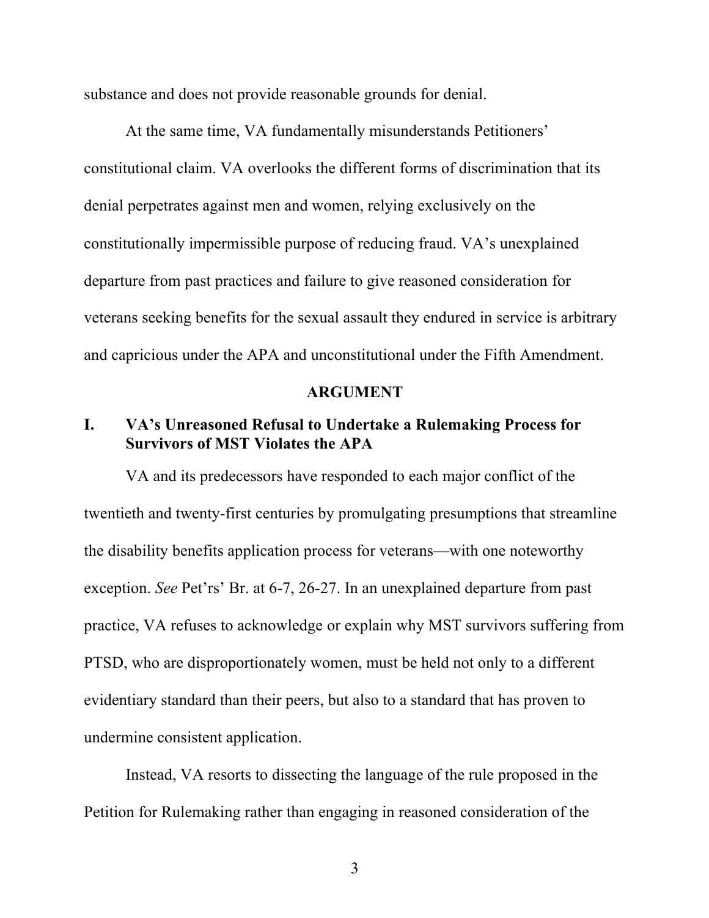substance and does not provide reasonable grounds for denial.

At the same time, VA fundamentally misunderstands Petitioners' constitutional claim. VA overlooks the different forms of discrimination that its denial perpetrates against men and women, relying exclusively on the constitutionally impermissible purpose of reducing fraud. VA's unexplained departure from past practices and failure to give reasoned consideration for veterans seeking benefits for the sexual assault they endured in service is arbitrary and capricious under the APA and unconstitutional under the Fifth Amendment.

## ARGUMENT

### I. VA's Unreasoned Refusal to Undertake a Rulemaking Process for Survivors of MST Violates the APA

VA and its predecessors have responded to each major conflict of the twentieth and twenty-first centuries by promulgating presumptions that streamline the disability benefits application process for veterans—with one noteworthy exception. *See* Pet'rs' Br. at 6-7, 26-27. In an unexplained departure from past practice, VA refuses to acknowledge or explain why MST survivors suffering from PTSD, who are disproportionately women, must be held not only to a different evidentiary standard than their peers, but also to a standard that has proven to undermine consistent application.

Instead, VA resorts to dissecting the language of the rule proposed in the Petition for Rulemaking rather than engaging in reasoned consideration of the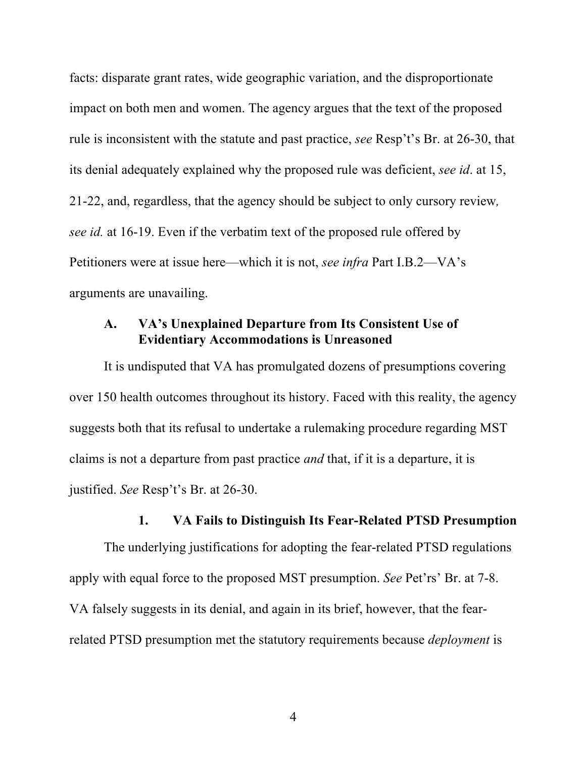facts: disparate grant rates, wide geographic variation, and the disproportionate impact on both men and women. The agency argues that the text of the proposed rule is inconsistent with the statute and past practice, *see* Resp't's Br. at 26-30, that its denial adequately explained why the proposed rule was deficient, *see id*. at 15, 21-22, and, regardless, that the agency should be subject to only cursory review*, see id.* at 16-19. Even if the verbatim text of the proposed rule offered by Petitioners were at issue here—which it is not, *see infra* Part I.B.2—VA's arguments are unavailing.

### A. VA's Unexplained Departure from Its Consistent Use of Evidentiary Accommodations is Unreasoned

It is undisputed that VA has promulgated dozens of presumptions covering over 150 health outcomes throughout its history. Faced with this reality, the agency suggests both that its refusal to undertake a rulemaking procedure regarding MST claims is not a departure from past practice *and* that, if it is a departure, it is justified. *See* Resp't's Br. at 26-30.

#### 1. VA Fails to Distinguish Its Fear-Related PTSD Presumption

The underlying justifications for adopting the fear-related PTSD regulations apply with equal force to the proposed MST presumption. *See* Pet'rs' Br. at 7-8. VA falsely suggests in its denial, and again in its brief, however, that the fear-related PTSD presumption met the statutory requirements because *deployment* is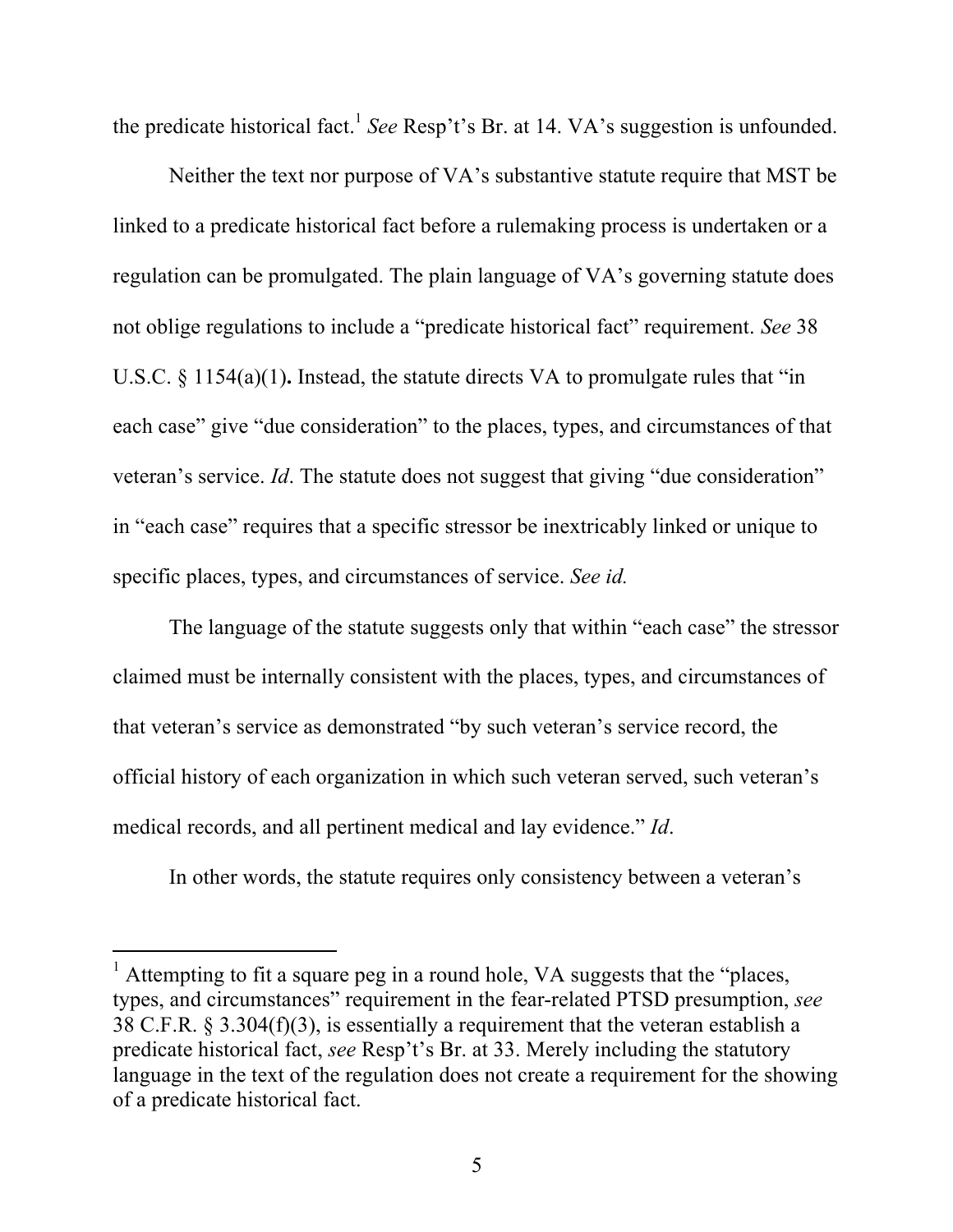the predicate historical fact.[1] *See* Resp't's Br. at 14. VA's suggestion is unfounded.

Neither the text nor purpose of VA's substantive statute require that MST be linked to a predicate historical fact before a rulemaking process is undertaken or a regulation can be promulgated. The plain language of VA's governing statute does not oblige regulations to include a "predicate historical fact" requirement. *See* 38 U.S.C. § 1154(a)(1)**.** Instead, the statute directs VA to promulgate rules that "in each case" give "due consideration" to the places, types, and circumstances of that veteran's service. *Id*. The statute does not suggest that giving "due consideration" in "each case" requires that a specific stressor be inextricably linked or unique to specific places, types, and circumstances of service. *See id.*

The language of the statute suggests only that within "each case" the stressor claimed must be internally consistent with the places, types, and circumstances of that veteran's service as demonstrated "by such veteran's service record, the official history of each organization in which such veteran served, such veteran's medical records, and all pertinent medical and lay evidence." *Id*.

In other words, the statute requires only consistency between a veteran's

---

[1] Attempting to fit a square peg in a round hole, VA suggests that the "places, types, and circumstances" requirement in the fear-related PTSD presumption, *see* 38 C.F.R. § 3.304(f)(3), is essentially a requirement that the veteran establish a predicate historical fact, *see* Resp't's Br. at 33. Merely including the statutory language in the text of the regulation does not create a requirement for the showing of a predicate historical fact.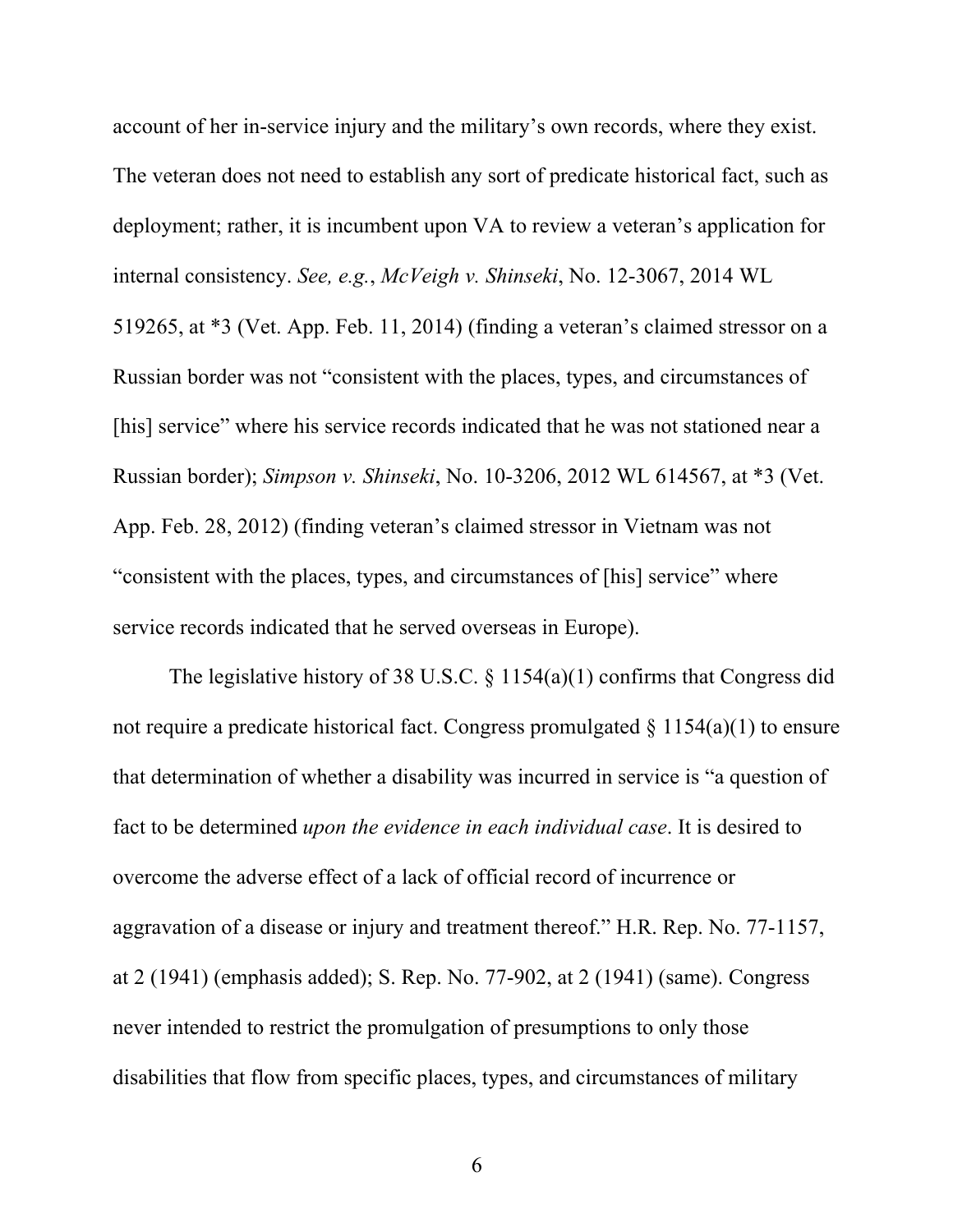account of her in-service injury and the military's own records, where they exist. The veteran does not need to establish any sort of predicate historical fact, such as deployment; rather, it is incumbent upon VA to review a veteran's application for internal consistency. *See, e.g.*, *McVeigh v. Shinseki*, No. 12-3067, 2014 WL 519265, at *3 (Vet. App. Feb. 11, 2014) (finding a veteran's claimed stressor on a Russian border was not "consistent with the places, types, and circumstances of [his] service" where his service records indicated that he was not stationed near a Russian border); *Simpson v. Shinseki*, No. 10-3206, 2012 WL 614567, at *3 (Vet. App. Feb. 28, 2012) (finding veteran's claimed stressor in Vietnam was not "consistent with the places, types, and circumstances of [his] service" where service records indicated that he served overseas in Europe).

The legislative history of 38 U.S.C. § 1154(a)(1) confirms that Congress did not require a predicate historical fact. Congress promulgated § 1154(a)(1) to ensure that determination of whether a disability was incurred in service is "a question of fact to be determined *upon the evidence in each individual case*. It is desired to overcome the adverse effect of a lack of official record of incurrence or aggravation of a disease or injury and treatment thereof." H.R. Rep. No. 77-1157, at 2 (1941) (emphasis added); S. Rep. No. 77-902, at 2 (1941) (same). Congress never intended to restrict the promulgation of presumptions to only those disabilities that flow from specific places, types, and circumstances of military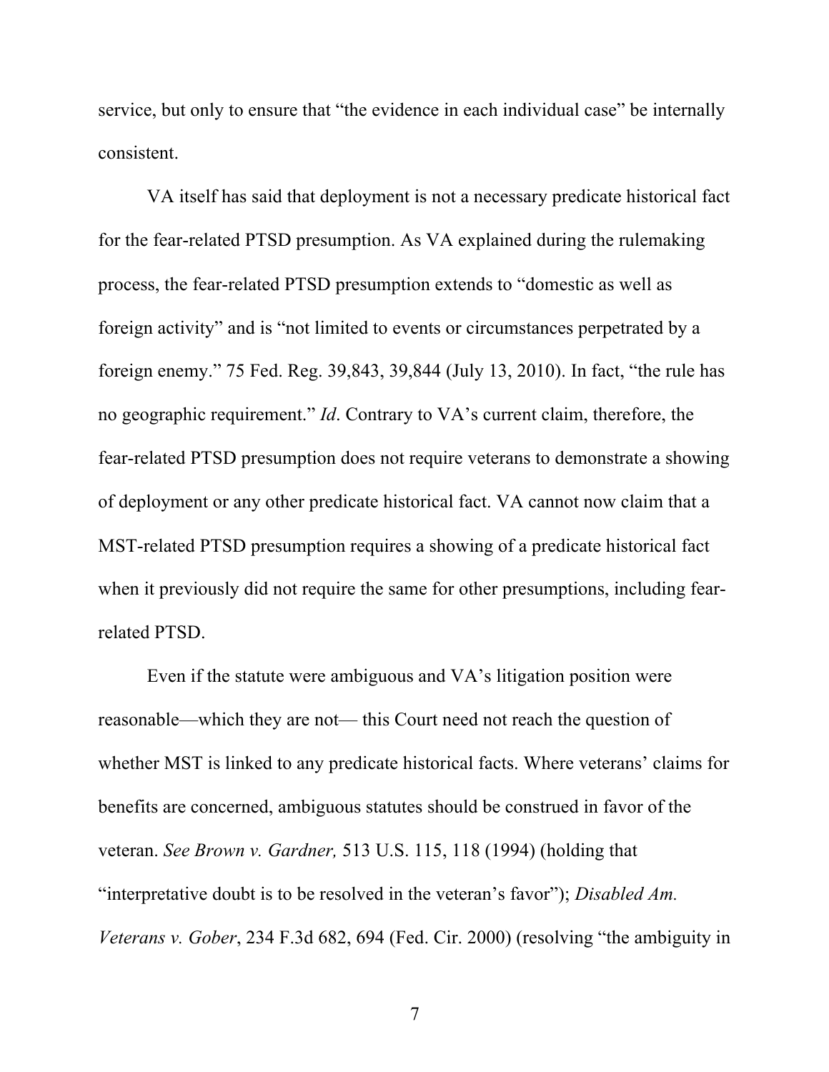service, but only to ensure that "the evidence in each individual case" be internally consistent.

VA itself has said that deployment is not a necessary predicate historical fact for the fear-related PTSD presumption. As VA explained during the rulemaking process, the fear-related PTSD presumption extends to "domestic as well as foreign activity" and is "not limited to events or circumstances perpetrated by a foreign enemy." 75 Fed. Reg. 39,843, 39,844 (July 13, 2010). In fact, "the rule has no geographic requirement." *Id*. Contrary to VA's current claim, therefore, the fear-related PTSD presumption does not require veterans to demonstrate a showing of deployment or any other predicate historical fact. VA cannot now claim that a MST-related PTSD presumption requires a showing of a predicate historical fact when it previously did not require the same for other presumptions, including fear-related PTSD.

Even if the statute were ambiguous and VA's litigation position were reasonable—which they are not— this Court need not reach the question of whether MST is linked to any predicate historical facts. Where veterans' claims for benefits are concerned, ambiguous statutes should be construed in favor of the veteran. *See Brown v. Gardner,* 513 U.S. 115, 118 (1994) (holding that "interpretative doubt is to be resolved in the veteran's favor"); *Disabled Am. Veterans v. Gober*, 234 F.3d 682, 694 (Fed. Cir. 2000) (resolving "the ambiguity in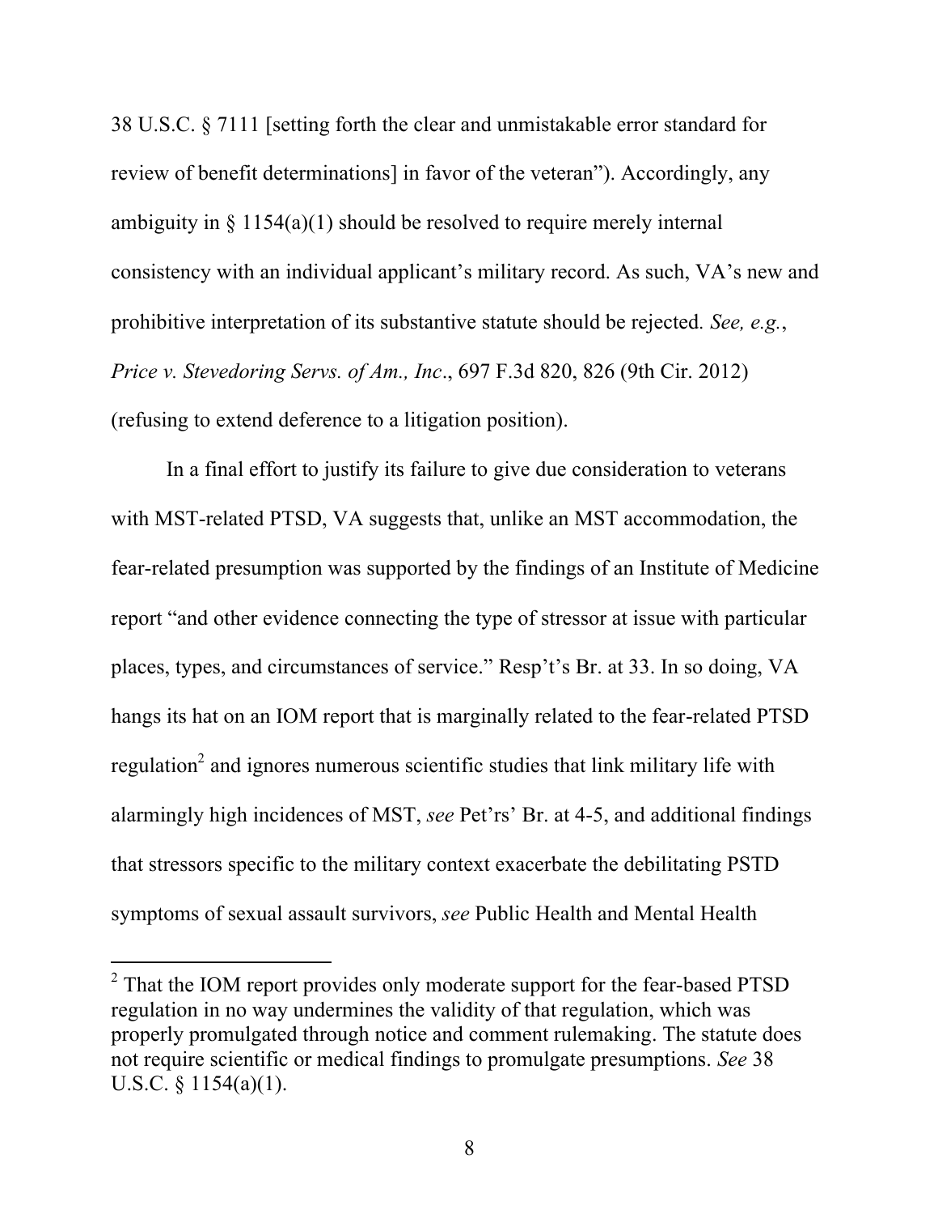38 U.S.C. § 7111 [setting forth the clear and unmistakable error standard for review of benefit determinations] in favor of the veteran"). Accordingly, any ambiguity in § 1154(a)(1) should be resolved to require merely internal consistency with an individual applicant's military record. As such, VA's new and prohibitive interpretation of its substantive statute should be rejected. *See, e.g.*, *Price v. Stevedoring Servs. of Am., Inc.*, 697 F.3d 820, 826 (9th Cir. 2012) (refusing to extend deference to a litigation position).

In a final effort to justify its failure to give due consideration to veterans with MST-related PTSD, VA suggests that, unlike an MST accommodation, the fear-related presumption was supported by the findings of an Institute of Medicine report "and other evidence connecting the type of stressor at issue with particular places, types, and circumstances of service." Resp't's Br. at 33. In so doing, VA hangs its hat on an IOM report that is marginally related to the fear-related PTSD regulation[2] and ignores numerous scientific studies that link military life with alarmingly high incidences of MST, *see* Pet'rs' Br. at 4-5, and additional findings that stressors specific to the military context exacerbate the debilitating PSTD symptoms of sexual assault survivors, *see* Public Health and Mental Health

[2] That the IOM report provides only moderate support for the fear-based PTSD regulation in no way undermines the validity of that regulation, which was properly promulgated through notice and comment rulemaking. The statute does not require scientific or medical findings to promulgate presumptions. *See* 38 U.S.C. § 1154(a)(1).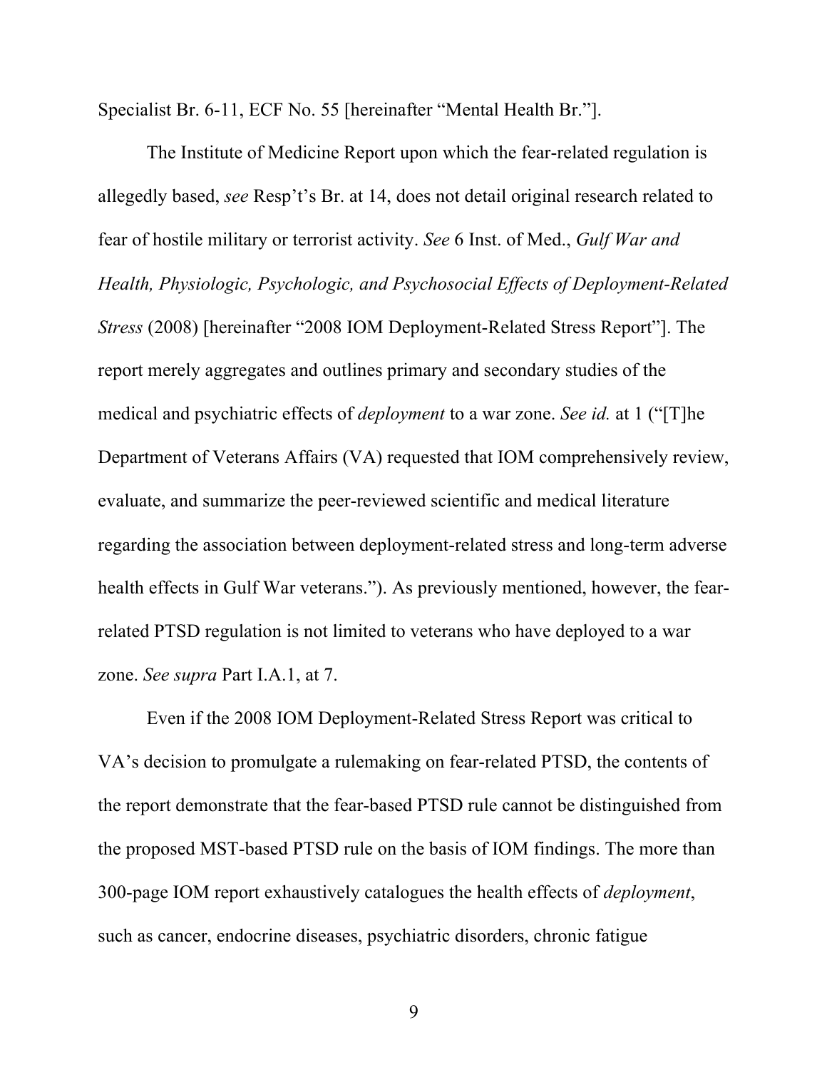Specialist Br. 6-11, ECF No. 55 [hereinafter "Mental Health Br."].

The Institute of Medicine Report upon which the fear-related regulation is allegedly based, *see* Resp't's Br. at 14, does not detail original research related to fear of hostile military or terrorist activity. *See* 6 Inst. of Med., *Gulf War and Health, Physiologic, Psychologic, and Psychosocial Effects of Deployment-Related Stress* (2008) [hereinafter "2008 IOM Deployment-Related Stress Report"]. The report merely aggregates and outlines primary and secondary studies of the medical and psychiatric effects of *deployment* to a war zone. *See id.* at 1 ("[T]he Department of Veterans Affairs (VA) requested that IOM comprehensively review, evaluate, and summarize the peer-reviewed scientific and medical literature regarding the association between deployment-related stress and long-term adverse health effects in Gulf War veterans."). As previously mentioned, however, the fear-related PTSD regulation is not limited to veterans who have deployed to a war zone. *See supra* Part I.A.1, at 7.

Even if the 2008 IOM Deployment-Related Stress Report was critical to VA's decision to promulgate a rulemaking on fear-related PTSD, the contents of the report demonstrate that the fear-based PTSD rule cannot be distinguished from the proposed MST-based PTSD rule on the basis of IOM findings. The more than 300-page IOM report exhaustively catalogues the health effects of *deployment*, such as cancer, endocrine diseases, psychiatric disorders, chronic fatigue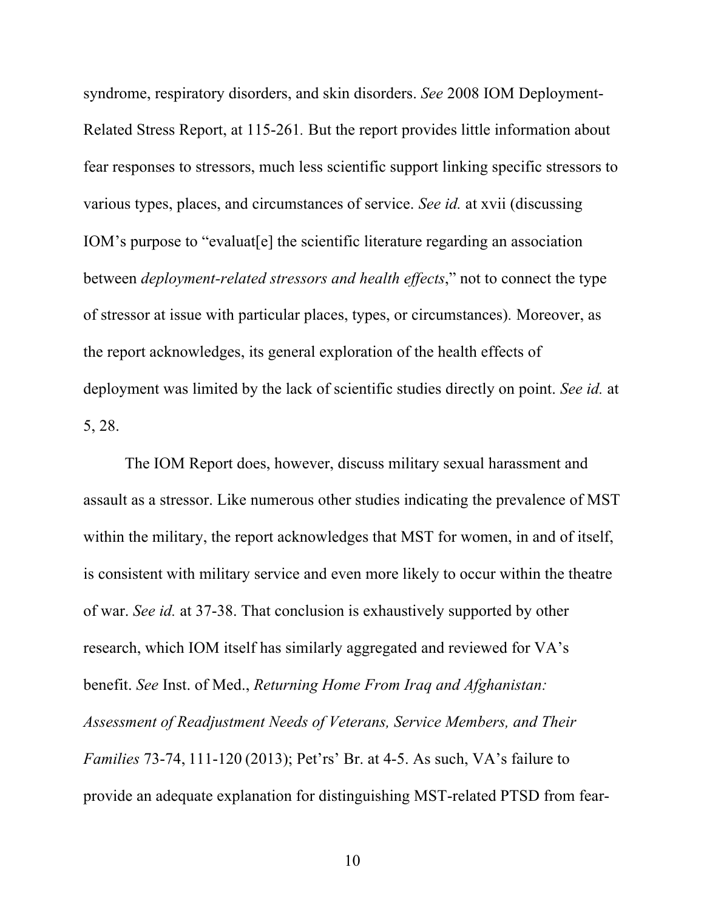syndrome, respiratory disorders, and skin disorders. *See* 2008 IOM Deployment-Related Stress Report, at 115-261. But the report provides little information about fear responses to stressors, much less scientific support linking specific stressors to various types, places, and circumstances of service. *See id.* at xvii (discussing IOM's purpose to "evaluat[e] the scientific literature regarding an association between *deployment-related stressors and health effects*," not to connect the type of stressor at issue with particular places, types, or circumstances). Moreover, as the report acknowledges, its general exploration of the health effects of deployment was limited by the lack of scientific studies directly on point. *See id.* at 5, 28.

The IOM Report does, however, discuss military sexual harassment and assault as a stressor. Like numerous other studies indicating the prevalence of MST within the military, the report acknowledges that MST for women, in and of itself, is consistent with military service and even more likely to occur within the theatre of war. *See id.* at 37-38. That conclusion is exhaustively supported by other research, which IOM itself has similarly aggregated and reviewed for VA's benefit. *See* Inst. of Med., *Returning Home From Iraq and Afghanistan: Assessment of Readjustment Needs of Veterans, Service Members, and Their Families* 73-74, 111-120 (2013); Pet'rs' Br. at 4-5. As such, VA's failure to provide an adequate explanation for distinguishing MST-related PTSD from fear-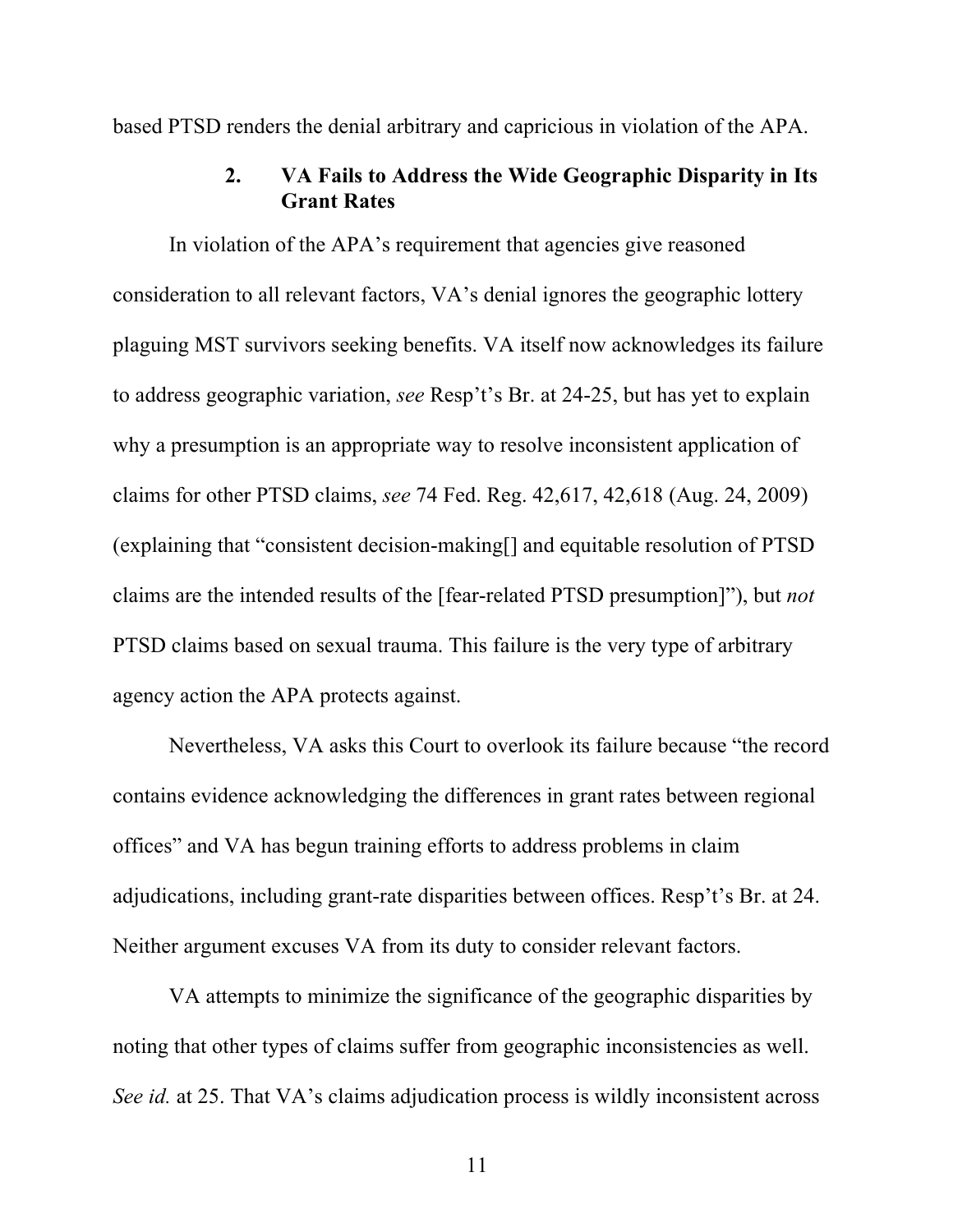based PTSD renders the denial arbitrary and capricious in violation of the APA.

### 2. VA Fails to Address the Wide Geographic Disparity in Its Grant Rates

In violation of the APA's requirement that agencies give reasoned consideration to all relevant factors, VA's denial ignores the geographic lottery plaguing MST survivors seeking benefits. VA itself now acknowledges its failure to address geographic variation, *see* Resp't's Br. at 24-25, but has yet to explain why a presumption is an appropriate way to resolve inconsistent application of claims for other PTSD claims, *see* 74 Fed. Reg. 42,617, 42,618 (Aug. 24, 2009) (explaining that "consistent decision-making[] and equitable resolution of PTSD claims are the intended results of the [fear-related PTSD presumption]"), but *not* PTSD claims based on sexual trauma. This failure is the very type of arbitrary agency action the APA protects against.

Nevertheless, VA asks this Court to overlook its failure because "the record contains evidence acknowledging the differences in grant rates between regional offices" and VA has begun training efforts to address problems in claim adjudications, including grant-rate disparities between offices. Resp't's Br. at 24. Neither argument excuses VA from its duty to consider relevant factors.

VA attempts to minimize the significance of the geographic disparities by noting that other types of claims suffer from geographic inconsistencies as well. *See id.* at 25. That VA's claims adjudication process is wildly inconsistent across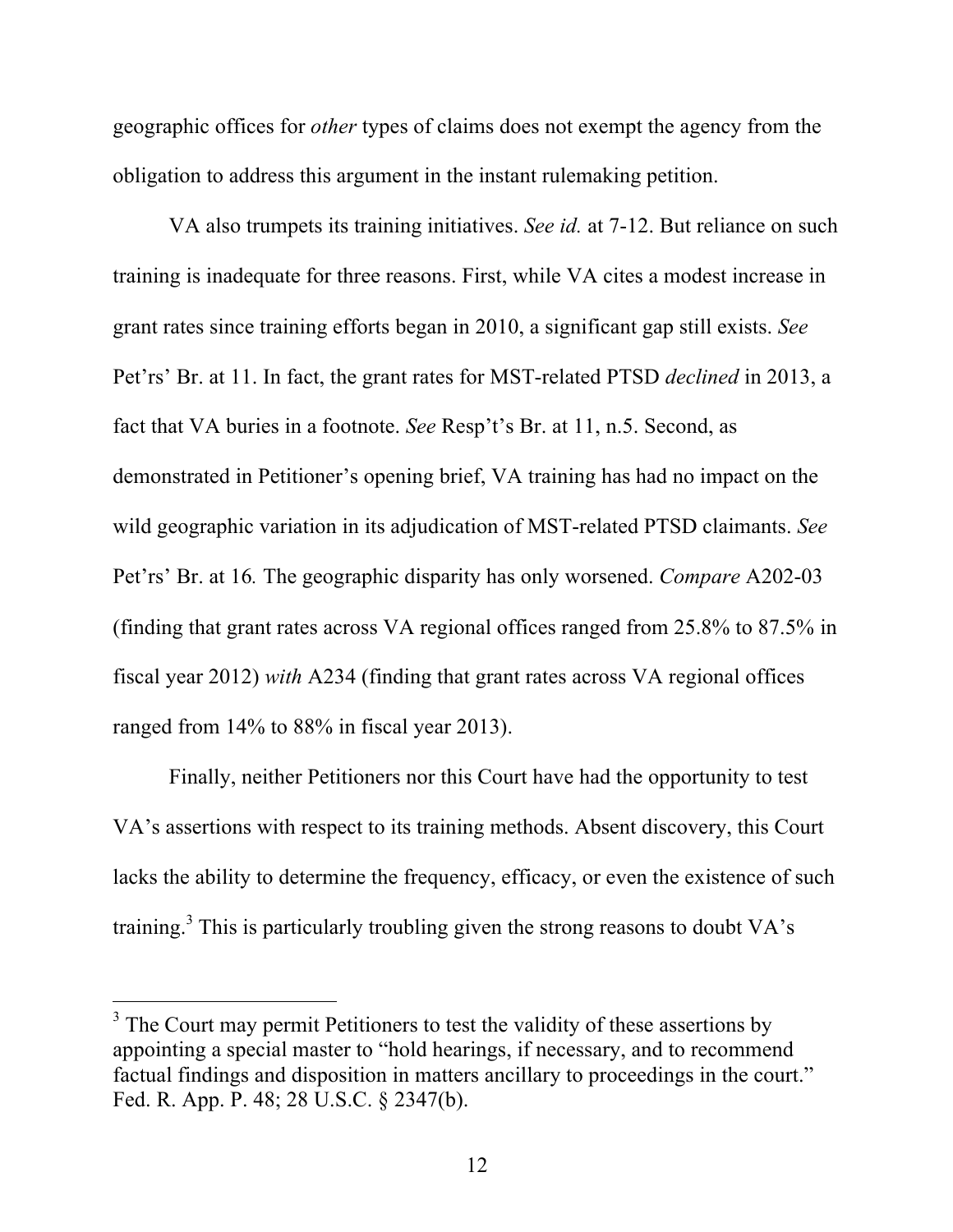geographic offices for *other* types of claims does not exempt the agency from the obligation to address this argument in the instant rulemaking petition.

VA also trumpets its training initiatives. *See id.* at 7-12. But reliance on such training is inadequate for three reasons. First, while VA cites a modest increase in grant rates since training efforts began in 2010, a significant gap still exists. *See* Pet'rs' Br. at 11. In fact, the grant rates for MST-related PTSD *declined* in 2013, a fact that VA buries in a footnote. *See* Resp't's Br. at 11, n.5. Second, as demonstrated in Petitioner's opening brief, VA training has had no impact on the wild geographic variation in its adjudication of MST-related PTSD claimants. *See* Pet'rs' Br. at 16*.* The geographic disparity has only worsened. *Compare* A202-03 (finding that grant rates across VA regional offices ranged from 25.8% to 87.5% in fiscal year 2012) *with* A234 (finding that grant rates across VA regional offices ranged from 14% to 88% in fiscal year 2013).

Finally, neither Petitioners nor this Court have had the opportunity to test VA's assertions with respect to its training methods. Absent discovery, this Court lacks the ability to determine the frequency, efficacy, or even the existence of such training.[3] This is particularly troubling given the strong reasons to doubt VA's

---

[3] The Court may permit Petitioners to test the validity of these assertions by appointing a special master to "hold hearings, if necessary, and to recommend factual findings and disposition in matters ancillary to proceedings in the court." Fed. R. App. P. 48; 28 U.S.C. § 2347(b).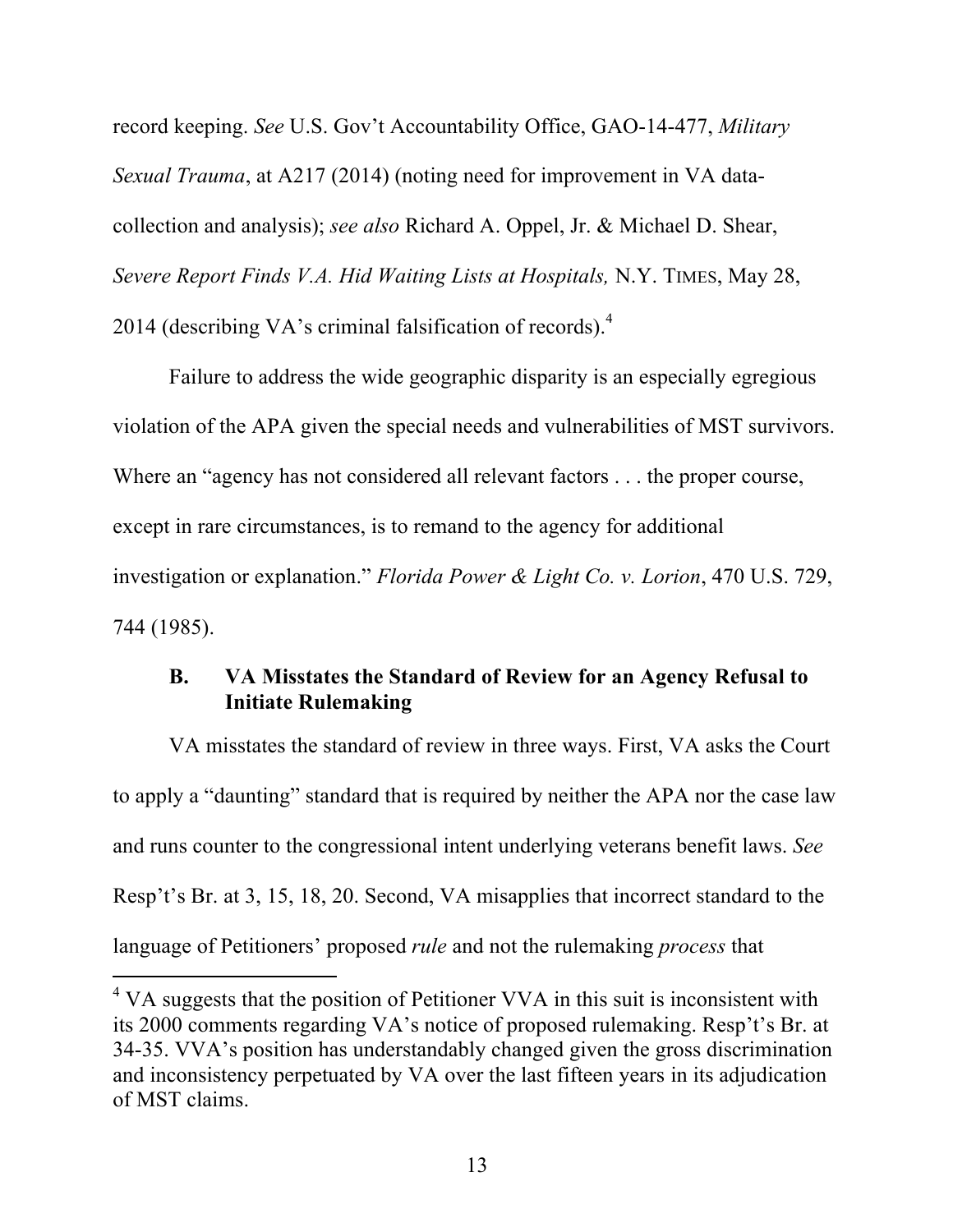record keeping. *See* U.S. Gov't Accountability Office, GAO-14-477, *Military Sexual Trauma*, at A217 (2014) (noting need for improvement in VA data-collection and analysis); *see also* Richard A. Oppel, Jr. & Michael D. Shear, *Severe Report Finds V.A. Hid Waiting Lists at Hospitals,* N.Y. TIMES, May 28, 2014 (describing VA's criminal falsification of records).[4]

Failure to address the wide geographic disparity is an especially egregious violation of the APA given the special needs and vulnerabilities of MST survivors. Where an "agency has not considered all relevant factors . . . the proper course, except in rare circumstances, is to remand to the agency for additional investigation or explanation." *Florida Power & Light Co. v. Lorion*, 470 U.S. 729, 744 (1985).

### B. VA Misstates the Standard of Review for an Agency Refusal to Initiate Rulemaking

VA misstates the standard of review in three ways. First, VA asks the Court to apply a "daunting" standard that is required by neither the APA nor the case law and runs counter to the congressional intent underlying veterans benefit laws. *See* Resp't's Br. at 3, 15, 18, 20. Second, VA misapplies that incorrect standard to the language of Petitioners' proposed *rule* and not the rulemaking *process* that

---

[4] VA suggests that the position of Petitioner VVA in this suit is inconsistent with its 2000 comments regarding VA's notice of proposed rulemaking. Resp't's Br. at 34-35. VVA's position has understandably changed given the gross discrimination and inconsistency perpetuated by VA over the last fifteen years in its adjudication of MST claims.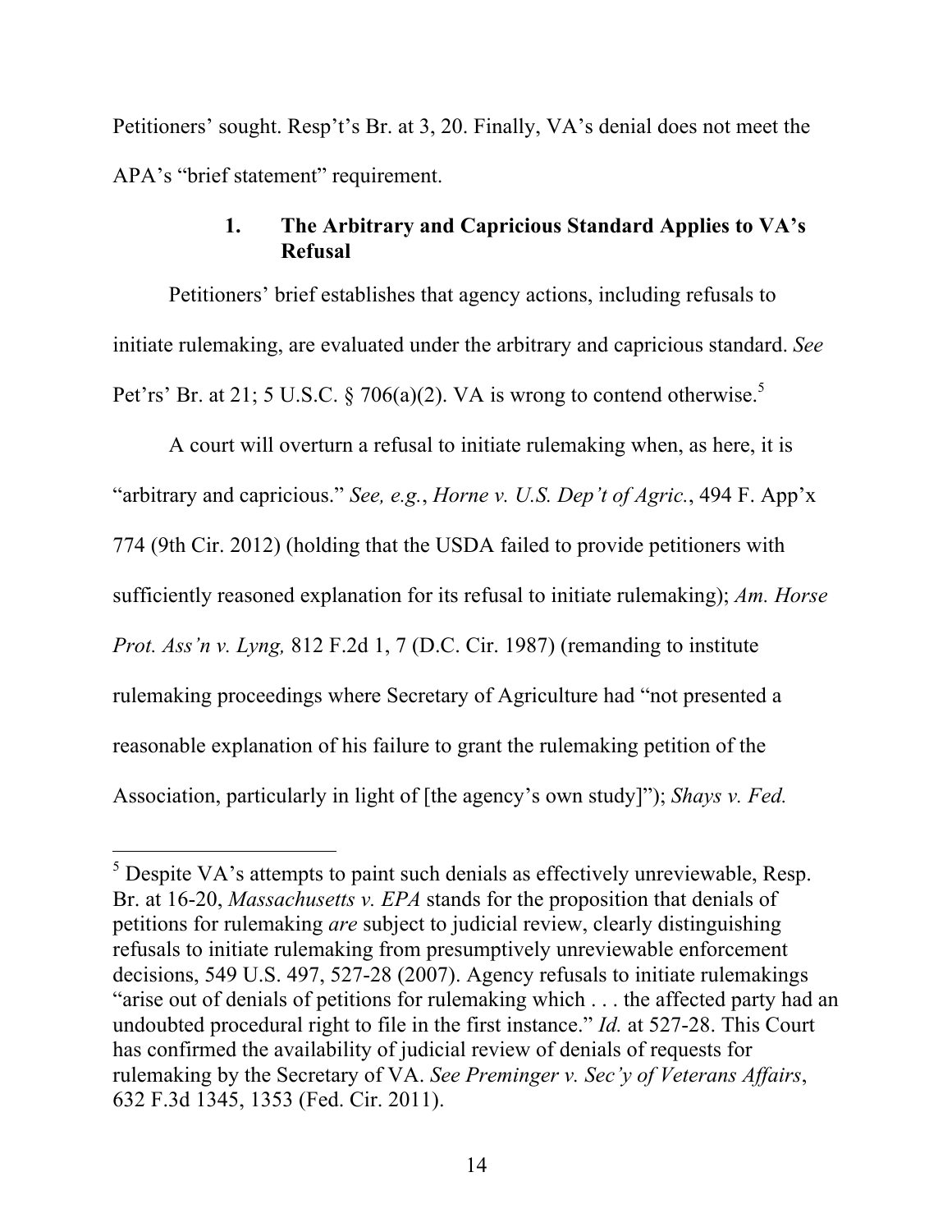Petitioners' sought. Resp't's Br. at 3, 20. Finally, VA's denial does not meet the APA's "brief statement" requirement.

### 1. The Arbitrary and Capricious Standard Applies to VA's Refusal

Petitioners' brief establishes that agency actions, including refusals to initiate rulemaking, are evaluated under the arbitrary and capricious standard. *See* Pet'rs' Br. at 21; 5 U.S.C. § 706(a)(2). VA is wrong to contend otherwise.[5]

A court will overturn a refusal to initiate rulemaking when, as here, it is "arbitrary and capricious." *See, e.g.*, *Horne v. U.S. Dep't of Agric.*, 494 F. App'x 774 (9th Cir. 2012) (holding that the USDA failed to provide petitioners with sufficiently reasoned explanation for its refusal to initiate rulemaking); *Am. Horse Prot. Ass'n v. Lyng,* 812 F.2d 1, 7 (D.C. Cir. 1987) (remanding to institute rulemaking proceedings where Secretary of Agriculture had "not presented a reasonable explanation of his failure to grant the rulemaking petition of the Association, particularly in light of [the agency's own study]"); *Shays v. Fed.*

---

[5] Despite VA's attempts to paint such denials as effectively unreviewable, Resp. Br. at 16-20, *Massachusetts v. EPA* stands for the proposition that denials of petitions for rulemaking *are* subject to judicial review, clearly distinguishing refusals to initiate rulemaking from presumptively unreviewable enforcement decisions, 549 U.S. 497, 527-28 (2007). Agency refusals to initiate rulemakings "arise out of denials of petitions for rulemaking which . . . the affected party had an undoubted procedural right to file in the first instance." *Id.* at 527-28. This Court has confirmed the availability of judicial review of denials of requests for rulemaking by the Secretary of VA. *See Preminger v. Sec'y of Veterans Affairs*, 632 F.3d 1345, 1353 (Fed. Cir. 2011).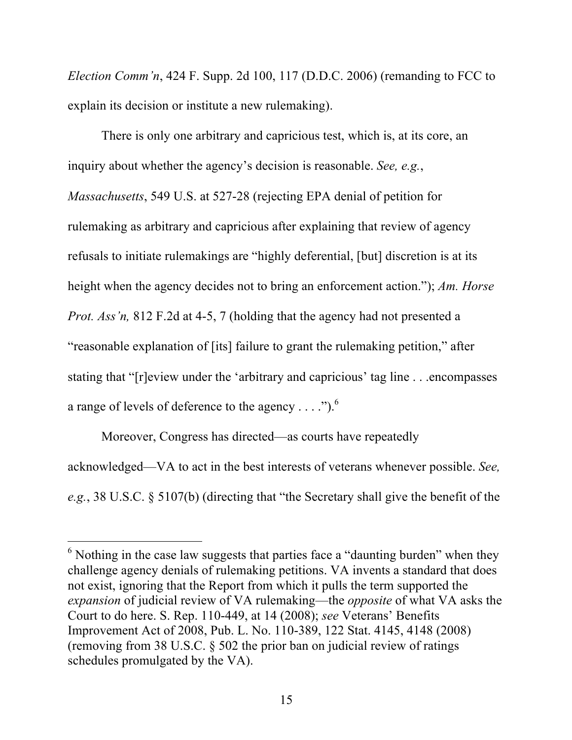*Election Comm'n*, 424 F. Supp. 2d 100, 117 (D.D.C. 2006) (remanding to FCC to explain its decision or institute a new rulemaking).

There is only one arbitrary and capricious test, which is, at its core, an inquiry about whether the agency's decision is reasonable. *See, e.g.*, *Massachusetts*, 549 U.S. at 527-28 (rejecting EPA denial of petition for rulemaking as arbitrary and capricious after explaining that review of agency refusals to initiate rulemakings are "highly deferential, [but] discretion is at its height when the agency decides not to bring an enforcement action."); *Am. Horse Prot. Ass'n,* 812 F.2d at 4-5, 7 (holding that the agency had not presented a "reasonable explanation of [its] failure to grant the rulemaking petition," after stating that "[r]eview under the 'arbitrary and capricious' tag line . . .encompasses a range of levels of deference to the agency . . . .").[6]

Moreover, Congress has directed—as courts have repeatedly acknowledged—VA to act in the best interests of veterans whenever possible. *See, e.g.*, 38 U.S.C. § 5107(b) (directing that "the Secretary shall give the benefit of the

---

[6] Nothing in the case law suggests that parties face a "daunting burden" when they challenge agency denials of rulemaking petitions. VA invents a standard that does not exist, ignoring that the Report from which it pulls the term supported the *expansion* of judicial review of VA rulemaking—the *opposite* of what VA asks the Court to do here. S. Rep. 110-449, at 14 (2008); *see* Veterans' Benefits Improvement Act of 2008, Pub. L. No. 110-389, 122 Stat. 4145, 4148 (2008) (removing from 38 U.S.C. § 502 the prior ban on judicial review of ratings schedules promulgated by the VA).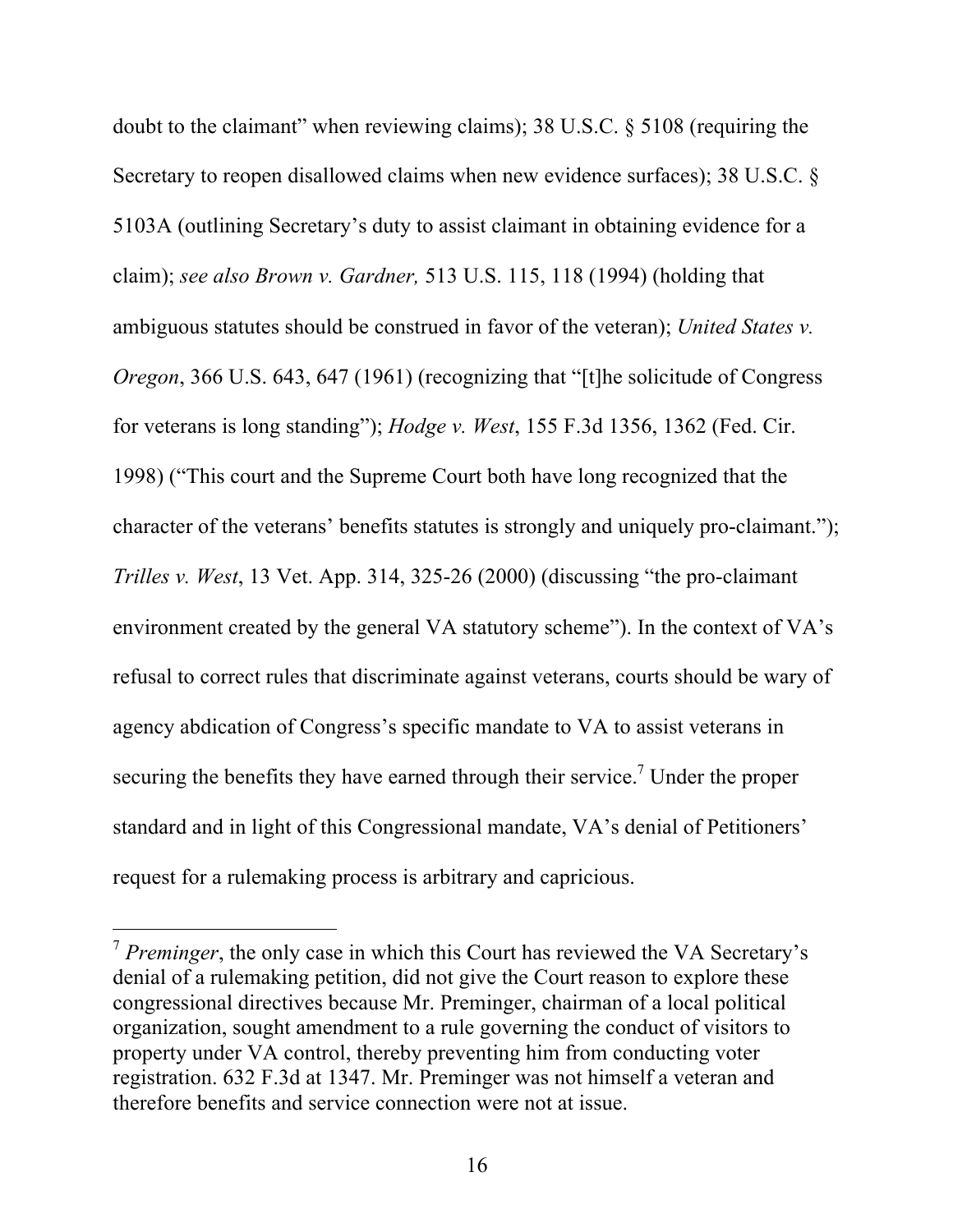doubt to the claimant" when reviewing claims); 38 U.S.C. § 5108 (requiring the Secretary to reopen disallowed claims when new evidence surfaces); 38 U.S.C. § 5103A (outlining Secretary's duty to assist claimant in obtaining evidence for a claim); *see also Brown v. Gardner,* 513 U.S. 115, 118 (1994) (holding that ambiguous statutes should be construed in favor of the veteran); *United States v. Oregon*, 366 U.S. 643, 647 (1961) (recognizing that "[t]he solicitude of Congress for veterans is long standing"); *Hodge v. West*, 155 F.3d 1356, 1362 (Fed. Cir. 1998) ("This court and the Supreme Court both have long recognized that the character of the veterans' benefits statutes is strongly and uniquely pro-claimant."); *Trilles v. West*, 13 Vet. App. 314, 325-26 (2000) (discussing "the pro-claimant environment created by the general VA statutory scheme"). In the context of VA's refusal to correct rules that discriminate against veterans, courts should be wary of agency abdication of Congress's specific mandate to VA to assist veterans in securing the benefits they have earned through their service.[7] Under the proper standard and in light of this Congressional mandate, VA's denial of Petitioners' request for a rulemaking process is arbitrary and capricious.

---

[7] *Preminger*, the only case in which this Court has reviewed the VA Secretary's denial of a rulemaking petition, did not give the Court reason to explore these congressional directives because Mr. Preminger, chairman of a local political organization, sought amendment to a rule governing the conduct of visitors to property under VA control, thereby preventing him from conducting voter registration. 632 F.3d at 1347. Mr. Preminger was not himself a veteran and therefore benefits and service connection were not at issue.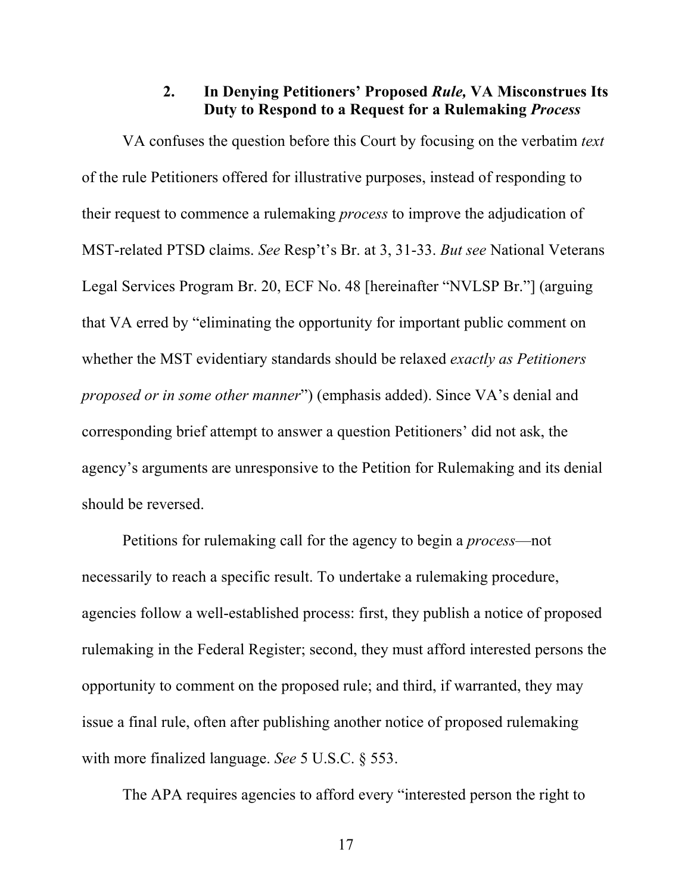### 2. In Denying Petitioners' Proposed *Rule,* VA Misconstrues Its Duty to Respond to a Request for a Rulemaking *Process*

VA confuses the question before this Court by focusing on the verbatim *text* of the rule Petitioners offered for illustrative purposes, instead of responding to their request to commence a rulemaking *process* to improve the adjudication of MST-related PTSD claims. *See* Resp't's Br. at 3, 31-33. *But see* National Veterans Legal Services Program Br. 20, ECF No. 48 [hereinafter "NVLSP Br."] (arguing that VA erred by "eliminating the opportunity for important public comment on whether the MST evidentiary standards should be relaxed *exactly as Petitioners proposed or in some other manner*") (emphasis added). Since VA's denial and corresponding brief attempt to answer a question Petitioners' did not ask, the agency's arguments are unresponsive to the Petition for Rulemaking and its denial should be reversed.

Petitions for rulemaking call for the agency to begin a *process*—not necessarily to reach a specific result. To undertake a rulemaking procedure, agencies follow a well-established process: first, they publish a notice of proposed rulemaking in the Federal Register; second, they must afford interested persons the opportunity to comment on the proposed rule; and third, if warranted, they may issue a final rule, often after publishing another notice of proposed rulemaking with more finalized language. *See* 5 U.S.C. § 553.

The APA requires agencies to afford every "interested person the right to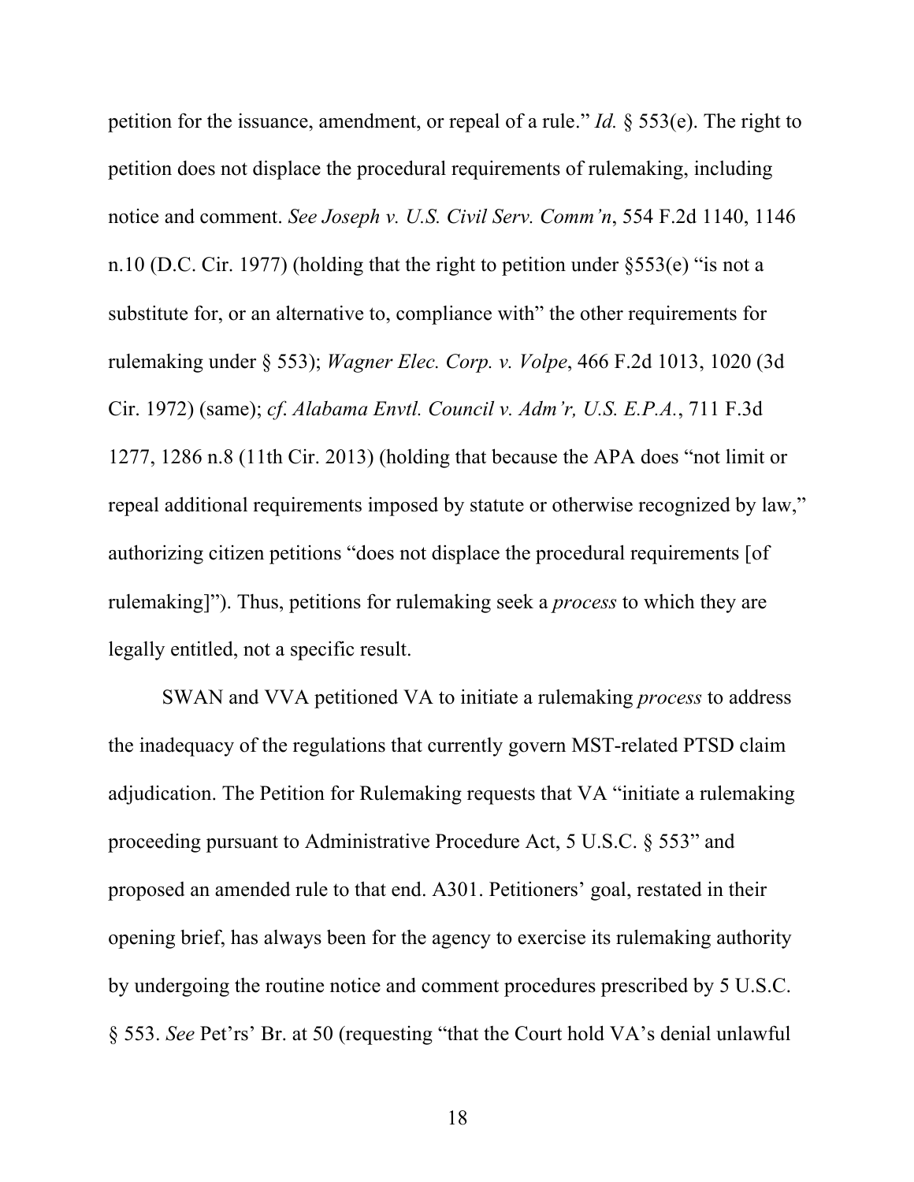petition for the issuance, amendment, or repeal of a rule." *Id.* § 553(e). The right to petition does not displace the procedural requirements of rulemaking, including notice and comment. *See Joseph v. U.S. Civil Serv. Comm'n*, 554 F.2d 1140, 1146 n.10 (D.C. Cir. 1977) (holding that the right to petition under §553(e) "is not a substitute for, or an alternative to, compliance with" the other requirements for rulemaking under § 553); *Wagner Elec. Corp. v. Volpe*, 466 F.2d 1013, 1020 (3d Cir. 1972) (same); *cf*. *Alabama Envtl. Council v. Adm'r, U.S. E.P.A.*, 711 F.3d 1277, 1286 n.8 (11th Cir. 2013) (holding that because the APA does "not limit or repeal additional requirements imposed by statute or otherwise recognized by law," authorizing citizen petitions "does not displace the procedural requirements [of rulemaking]"). Thus, petitions for rulemaking seek a *process* to which they are legally entitled, not a specific result.

SWAN and VVA petitioned VA to initiate a rulemaking *process* to address the inadequacy of the regulations that currently govern MST-related PTSD claim adjudication. The Petition for Rulemaking requests that VA "initiate a rulemaking proceeding pursuant to Administrative Procedure Act, 5 U.S.C. § 553" and proposed an amended rule to that end. A301. Petitioners' goal, restated in their opening brief, has always been for the agency to exercise its rulemaking authority by undergoing the routine notice and comment procedures prescribed by 5 U.S.C. § 553. *See* Pet'rs' Br. at 50 (requesting "that the Court hold VA's denial unlawful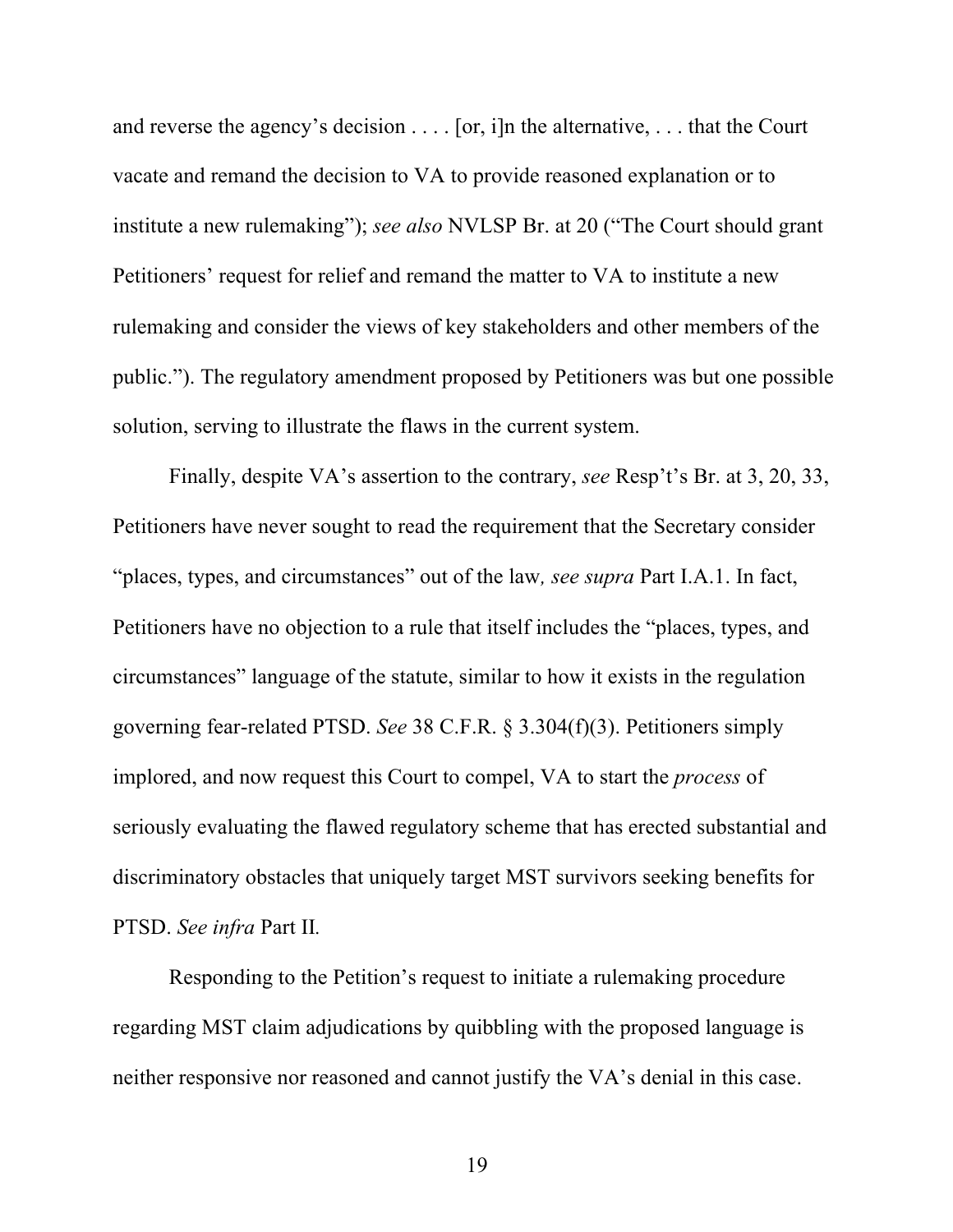and reverse the agency's decision . . . . [or, i]n the alternative, . . . that the Court vacate and remand the decision to VA to provide reasoned explanation or to institute a new rulemaking"); *see also* NVLSP Br. at 20 ("The Court should grant Petitioners' request for relief and remand the matter to VA to institute a new rulemaking and consider the views of key stakeholders and other members of the public."). The regulatory amendment proposed by Petitioners was but one possible solution, serving to illustrate the flaws in the current system.

Finally, despite VA's assertion to the contrary, *see* Resp't's Br. at 3, 20, 33, Petitioners have never sought to read the requirement that the Secretary consider "places, types, and circumstances" out of the law*, see supra* Part I.A.1. In fact, Petitioners have no objection to a rule that itself includes the "places, types, and circumstances" language of the statute, similar to how it exists in the regulation governing fear-related PTSD. *See* 38 C.F.R. § 3.304(f)(3). Petitioners simply implored, and now request this Court to compel, VA to start the *process* of seriously evaluating the flawed regulatory scheme that has erected substantial and discriminatory obstacles that uniquely target MST survivors seeking benefits for PTSD. *See infra* Part II*.*

Responding to the Petition's request to initiate a rulemaking procedure regarding MST claim adjudications by quibbling with the proposed language is neither responsive nor reasoned and cannot justify the VA's denial in this case.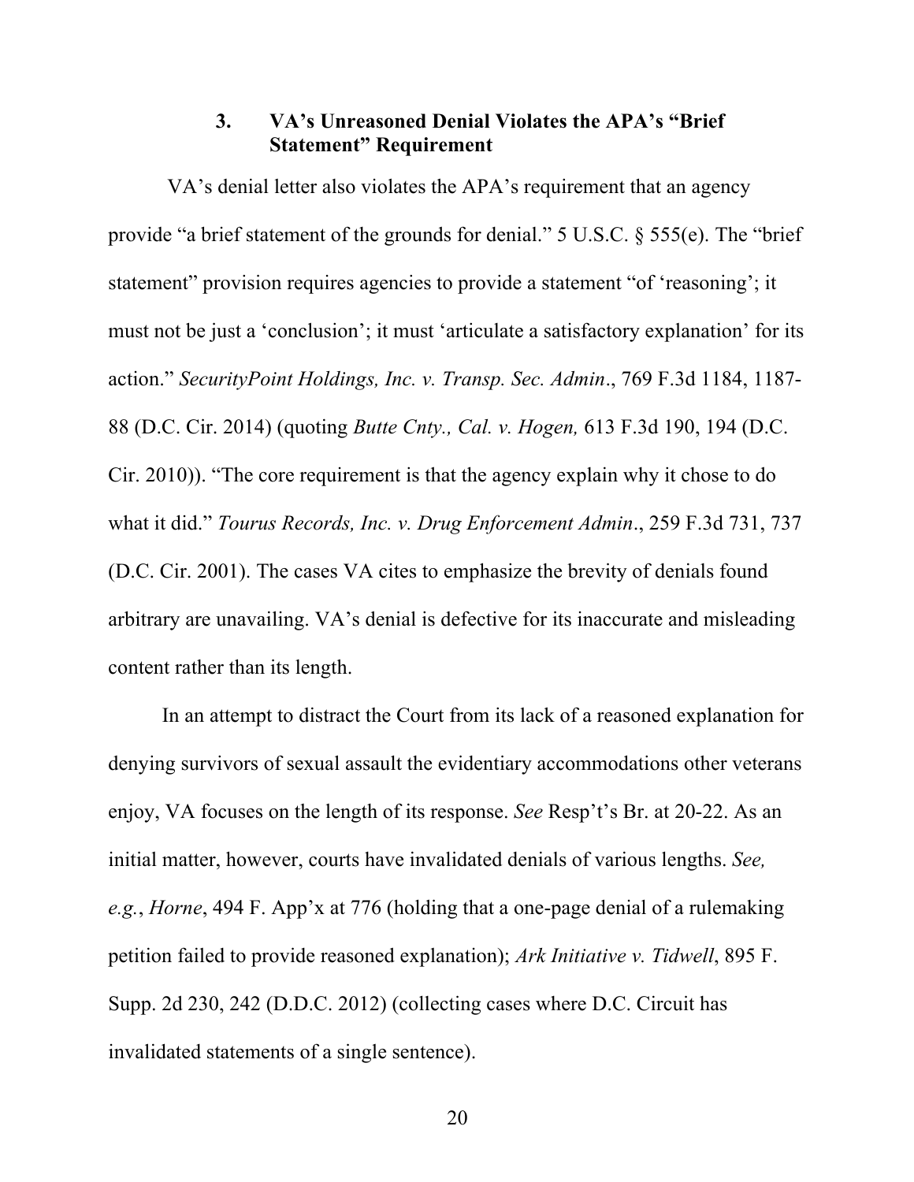### 3. VA's Unreasoned Denial Violates the APA's "Brief Statement" Requirement

VA's denial letter also violates the APA's requirement that an agency provide "a brief statement of the grounds for denial." 5 U.S.C. § 555(e). The "brief statement" provision requires agencies to provide a statement "of 'reasoning'; it must not be just a 'conclusion'; it must 'articulate a satisfactory explanation' for its action." *SecurityPoint Holdings, Inc. v. Transp. Sec. Admin*., 769 F.3d 1184, 1187-88 (D.C. Cir. 2014) (quoting *Butte Cnty., Cal. v. Hogen,* 613 F.3d 190, 194 (D.C. Cir. 2010)). "The core requirement is that the agency explain why it chose to do what it did." *Tourus Records, Inc. v. Drug Enforcement Admin*., 259 F.3d 731, 737 (D.C. Cir. 2001). The cases VA cites to emphasize the brevity of denials found arbitrary are unavailing. VA's denial is defective for its inaccurate and misleading content rather than its length.

In an attempt to distract the Court from its lack of a reasoned explanation for denying survivors of sexual assault the evidentiary accommodations other veterans enjoy, VA focuses on the length of its response. *See* Resp't's Br. at 20-22. As an initial matter, however, courts have invalidated denials of various lengths. *See, e.g.*, *Horne*, 494 F. App'x at 776 (holding that a one-page denial of a rulemaking petition failed to provide reasoned explanation); *Ark Initiative v. Tidwell*, 895 F. Supp. 2d 230, 242 (D.D.C. 2012) (collecting cases where D.C. Circuit has invalidated statements of a single sentence).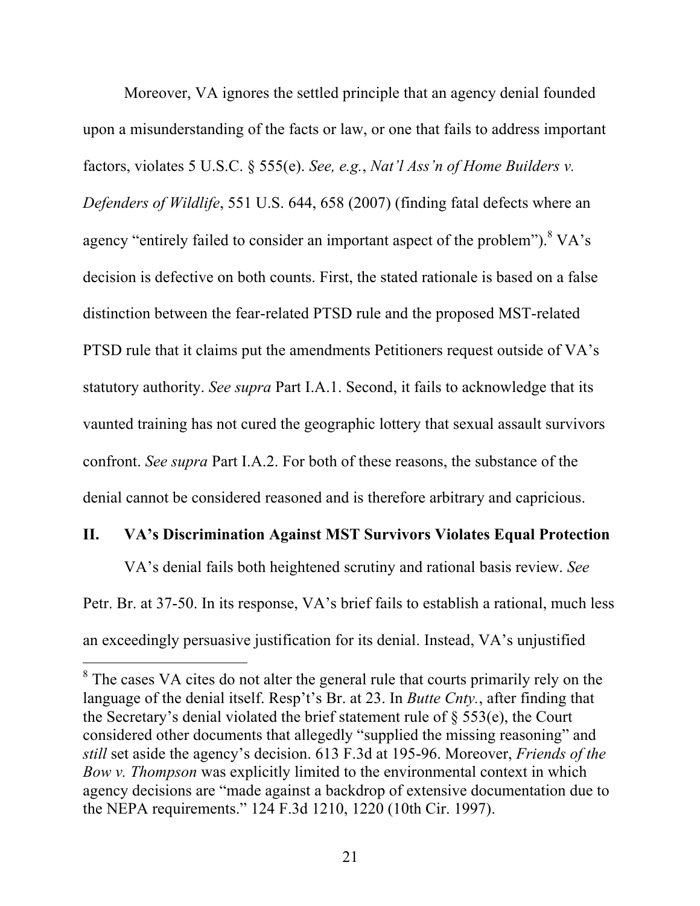Moreover, VA ignores the settled principle that an agency denial founded upon a misunderstanding of the facts or law, or one that fails to address important factors, violates 5 U.S.C. § 555(e). *See, e.g.*, *Nat'l Ass'n of Home Builders v. Defenders of Wildlife*, 551 U.S. 644, 658 (2007) (finding fatal defects where an agency "entirely failed to consider an important aspect of the problem").[8] VA's decision is defective on both counts. First, the stated rationale is based on a false distinction between the fear-related PTSD rule and the proposed MST-related PTSD rule that it claims put the amendments Petitioners request outside of VA's statutory authority. *See supra* Part I.A.1. Second, it fails to acknowledge that its vaunted training has not cured the geographic lottery that sexual assault survivors confront. *See supra* Part I.A.2. For both of these reasons, the substance of the denial cannot be considered reasoned and is therefore arbitrary and capricious.

## II. VA's Discrimination Against MST Survivors Violates Equal Protection

VA's denial fails both heightened scrutiny and rational basis review. *See* Petr. Br. at 37-50. In its response, VA's brief fails to establish a rational, much less an exceedingly persuasive justification for its denial. Instead, VA's unjustified

[8] The cases VA cites do not alter the general rule that courts primarily rely on the language of the denial itself. Resp't's Br. at 23. In *Butte Cnty.*, after finding that the Secretary's denial violated the brief statement rule of § 553(e), the Court considered other documents that allegedly "supplied the missing reasoning" and *still* set aside the agency's decision. 613 F.3d at 195-96. Moreover, *Friends of the Bow v. Thompson* was explicitly limited to the environmental context in which agency decisions are "made against a backdrop of extensive documentation due to the NEPA requirements." 124 F.3d 1210, 1220 (10th Cir. 1997).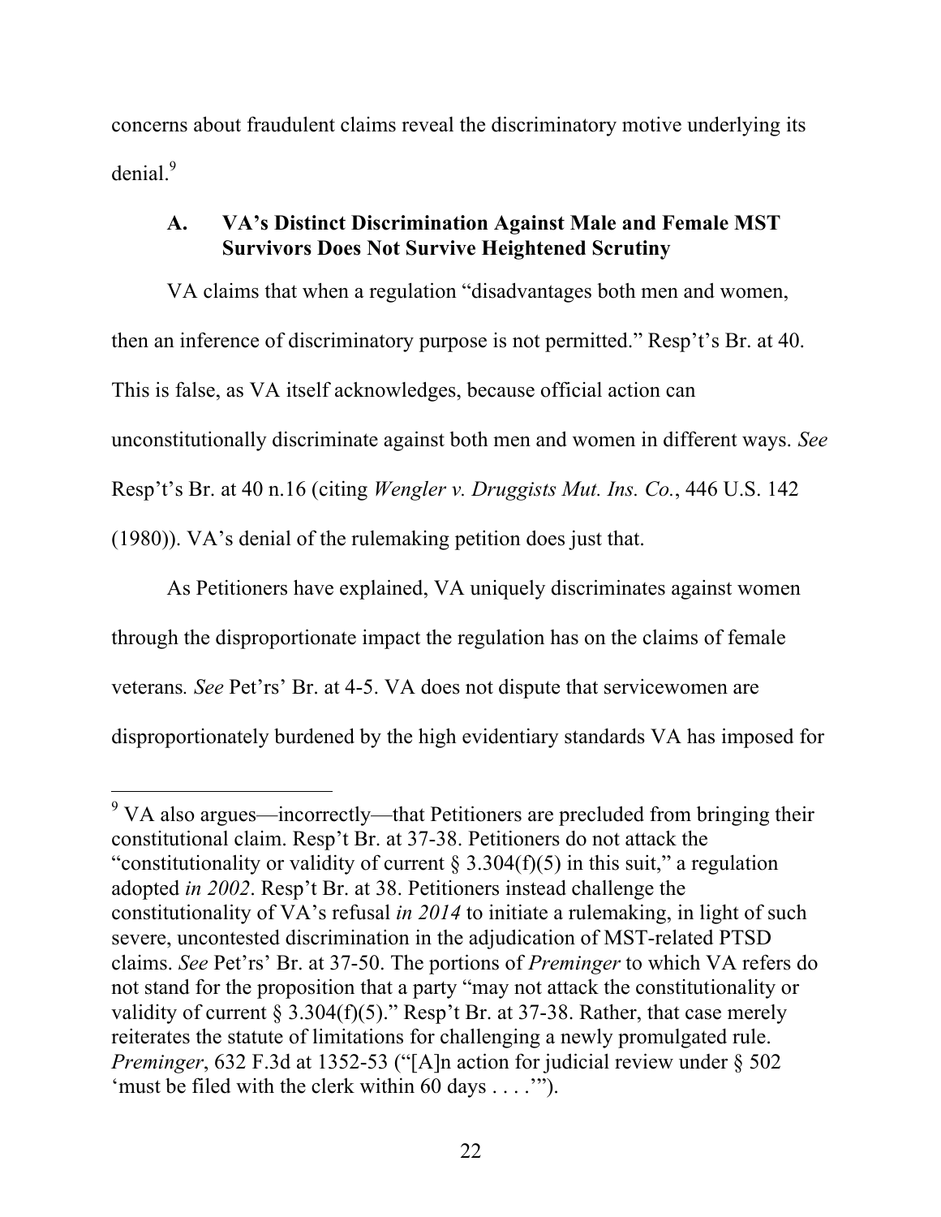concerns about fraudulent claims reveal the discriminatory motive underlying its denial.[9]

### A. VA's Distinct Discrimination Against Male and Female MST Survivors Does Not Survive Heightened Scrutiny

VA claims that when a regulation "disadvantages both men and women, then an inference of discriminatory purpose is not permitted." Resp't's Br. at 40. This is false, as VA itself acknowledges, because official action can unconstitutionally discriminate against both men and women in different ways. *See* Resp't's Br. at 40 n.16 (citing *Wengler v. Druggists Mut. Ins. Co.*, 446 U.S. 142 (1980)). VA's denial of the rulemaking petition does just that.

As Petitioners have explained, VA uniquely discriminates against women through the disproportionate impact the regulation has on the claims of female veterans*.* *See* Pet'rs' Br. at 4-5. VA does not dispute that servicewomen are disproportionately burdened by the high evidentiary standards VA has imposed for

---

[9] VA also argues—incorrectly—that Petitioners are precluded from bringing their constitutional claim. Resp't Br. at 37-38. Petitioners do not attack the "constitutionality or validity of current § 3.304(f)(5) in this suit," a regulation adopted *in 2002*. Resp't Br. at 38. Petitioners instead challenge the constitutionality of VA's refusal *in 2014* to initiate a rulemaking, in light of such severe, uncontested discrimination in the adjudication of MST-related PTSD claims. *See* Pet'rs' Br. at 37-50. The portions of *Preminger* to which VA refers do not stand for the proposition that a party "may not attack the constitutionality or validity of current § 3.304(f)(5)." Resp't Br. at 37-38. Rather, that case merely reiterates the statute of limitations for challenging a newly promulgated rule. *Preminger*, 632 F.3d at 1352-53 ("[A]n action for judicial review under § 502 'must be filed with the clerk within 60 days . . . .'").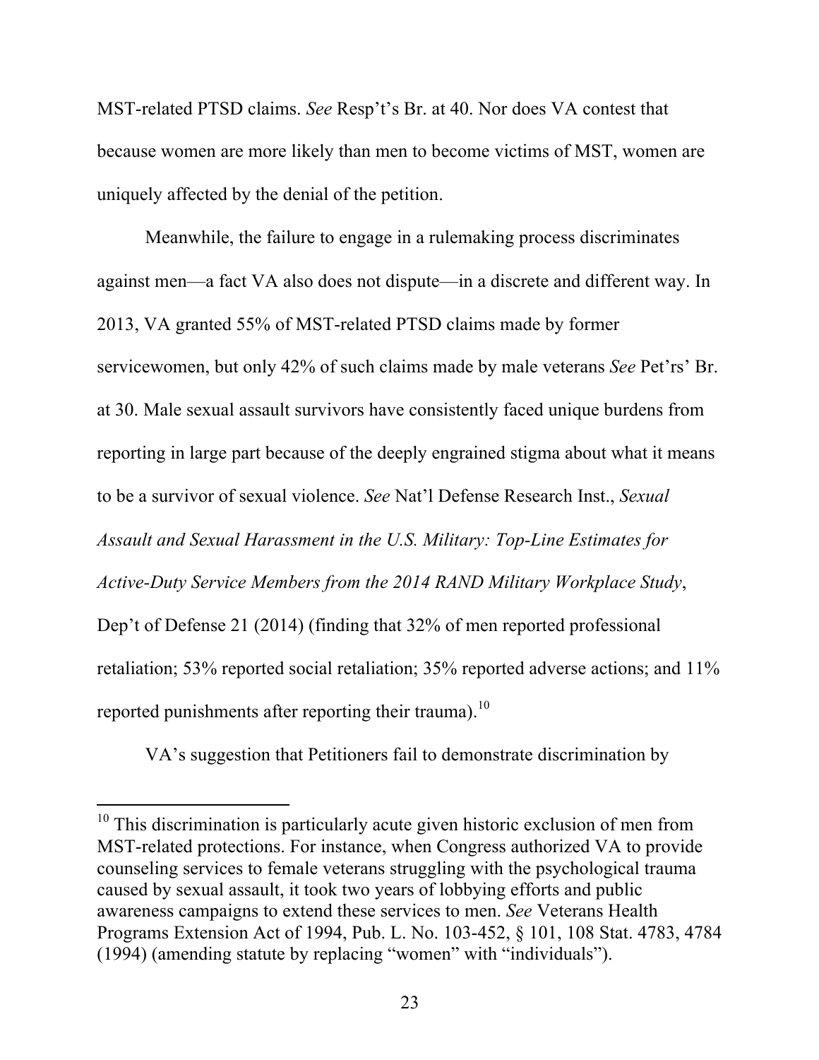MST-related PTSD claims. *See* Resp't's Br. at 40. Nor does VA contest that because women are more likely than men to become victims of MST, women are uniquely affected by the denial of the petition.

Meanwhile, the failure to engage in a rulemaking process discriminates against men—a fact VA also does not dispute—in a discrete and different way. In 2013, VA granted 55% of MST-related PTSD claims made by former servicewomen, but only 42% of such claims made by male veterans *See* Pet'rs' Br. at 30. Male sexual assault survivors have consistently faced unique burdens from reporting in large part because of the deeply engrained stigma about what it means to be a survivor of sexual violence. *See* Nat'l Defense Research Inst., *Sexual Assault and Sexual Harassment in the U.S. Military: Top-Line Estimates for Active-Duty Service Members from the 2014 RAND Military Workplace Study*, Dep't of Defense 21 (2014) (finding that 32% of men reported professional retaliation; 53% reported social retaliation; 35% reported adverse actions; and 11% reported punishments after reporting their trauma).[10]

VA's suggestion that Petitioners fail to demonstrate discrimination by

---

[10] This discrimination is particularly acute given historic exclusion of men from MST-related protections. For instance, when Congress authorized VA to provide counseling services to female veterans struggling with the psychological trauma caused by sexual assault, it took two years of lobbying efforts and public awareness campaigns to extend these services to men. *See* Veterans Health Programs Extension Act of 1994, Pub. L. No. 103-452, § 101, 108 Stat. 4783, 4784 (1994) (amending statute by replacing "women" with "individuals").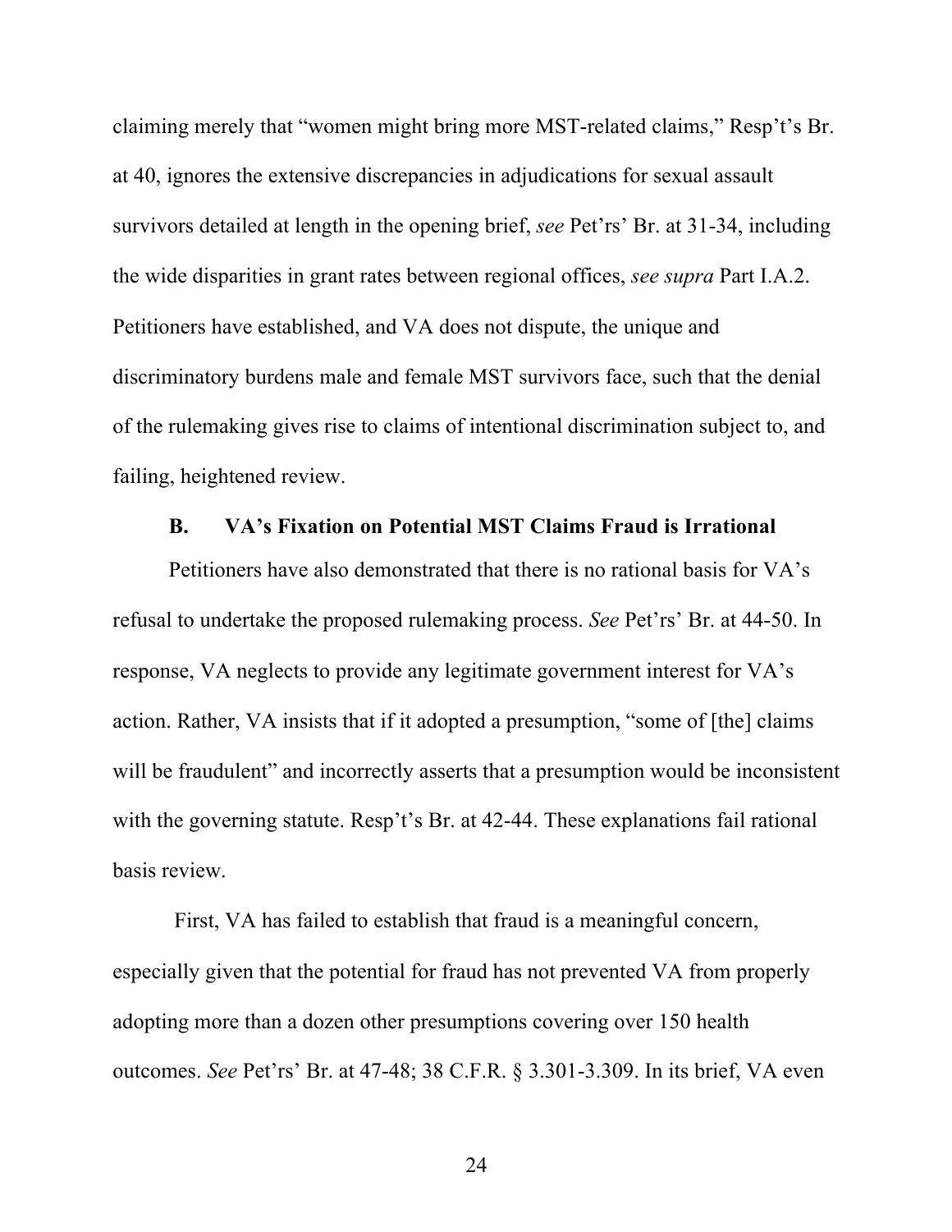claiming merely that "women might bring more MST-related claims," Resp't's Br. at 40, ignores the extensive discrepancies in adjudications for sexual assault survivors detailed at length in the opening brief, *see* Pet'rs' Br. at 31-34, including the wide disparities in grant rates between regional offices, *see supra* Part I.A.2. Petitioners have established, and VA does not dispute, the unique and discriminatory burdens male and female MST survivors face, such that the denial of the rulemaking gives rise to claims of intentional discrimination subject to, and failing, heightened review.

### B. VA's Fixation on Potential MST Claims Fraud is Irrational

Petitioners have also demonstrated that there is no rational basis for VA's refusal to undertake the proposed rulemaking process. *See* Pet'rs' Br. at 44-50. In response, VA neglects to provide any legitimate government interest for VA's action. Rather, VA insists that if it adopted a presumption, "some of [the] claims will be fraudulent" and incorrectly asserts that a presumption would be inconsistent with the governing statute. Resp't's Br. at 42-44. These explanations fail rational basis review.

First, VA has failed to establish that fraud is a meaningful concern, especially given that the potential for fraud has not prevented VA from properly adopting more than a dozen other presumptions covering over 150 health outcomes. *See* Pet'rs' Br. at 47-48; 38 C.F.R. § 3.301-3.309. In its brief, VA even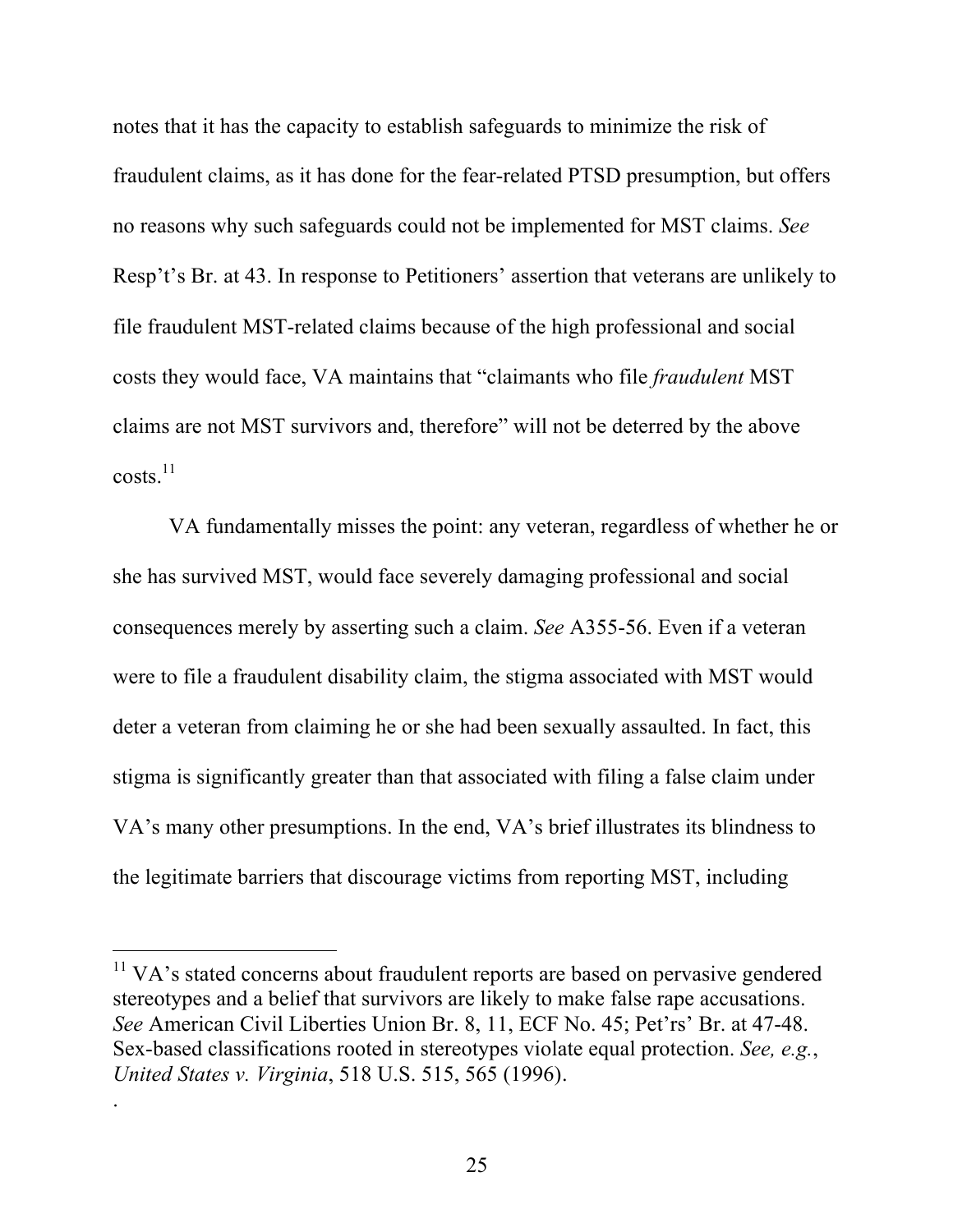notes that it has the capacity to establish safeguards to minimize the risk of fraudulent claims, as it has done for the fear-related PTSD presumption, but offers no reasons why such safeguards could not be implemented for MST claims. *See* Resp't's Br. at 43. In response to Petitioners' assertion that veterans are unlikely to file fraudulent MST-related claims because of the high professional and social costs they would face, VA maintains that "claimants who file *fraudulent* MST claims are not MST survivors and, therefore" will not be deterred by the above costs.[11]

VA fundamentally misses the point: any veteran, regardless of whether he or she has survived MST, would face severely damaging professional and social consequences merely by asserting such a claim. *See* A355-56. Even if a veteran were to file a fraudulent disability claim, the stigma associated with MST would deter a veteran from claiming he or she had been sexually assaulted. In fact, this stigma is significantly greater than that associated with filing a false claim under VA's many other presumptions. In the end, VA's brief illustrates its blindness to the legitimate barriers that discourage victims from reporting MST, including

---

[11] VA's stated concerns about fraudulent reports are based on pervasive gendered stereotypes and a belief that survivors are likely to make false rape accusations. *See* American Civil Liberties Union Br. 8, 11, ECF No. 45; Pet'rs' Br. at 47-48. Sex-based classifications rooted in stereotypes violate equal protection. *See, e.g.*, *United States v. Virginia*, 518 U.S. 515, 565 (1996).

.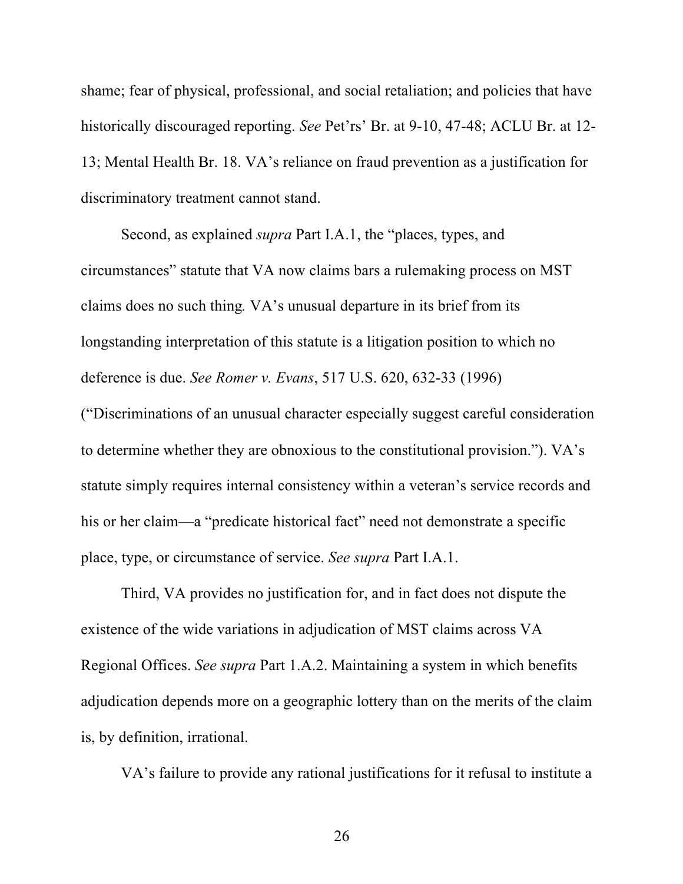shame; fear of physical, professional, and social retaliation; and policies that have historically discouraged reporting. *See* Pet'rs' Br. at 9-10, 47-48; ACLU Br. at 12-13; Mental Health Br. 18. VA's reliance on fraud prevention as a justification for discriminatory treatment cannot stand.

Second, as explained *supra* Part I.A.1, the "places, types, and circumstances" statute that VA now claims bars a rulemaking process on MST claims does no such thing. VA's unusual departure in its brief from its longstanding interpretation of this statute is a litigation position to which no deference is due. *See Romer v. Evans*, 517 U.S. 620, 632-33 (1996) ("Discriminations of an unusual character especially suggest careful consideration to determine whether they are obnoxious to the constitutional provision."). VA's statute simply requires internal consistency within a veteran's service records and his or her claim—a "predicate historical fact" need not demonstrate a specific place, type, or circumstance of service. *See supra* Part I.A.1.

Third, VA provides no justification for, and in fact does not dispute the existence of the wide variations in adjudication of MST claims across VA Regional Offices. *See supra* Part 1.A.2. Maintaining a system in which benefits adjudication depends more on a geographic lottery than on the merits of the claim is, by definition, irrational.

VA's failure to provide any rational justifications for it refusal to institute a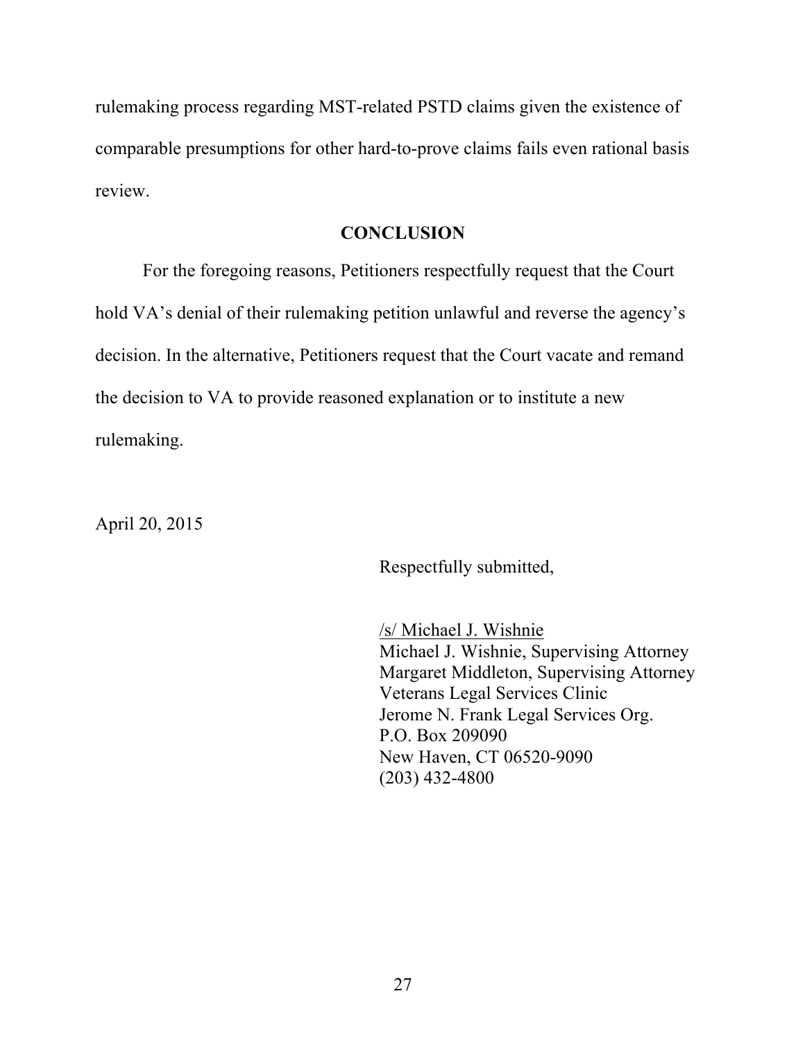rulemaking process regarding MST-related PSTD claims given the existence of comparable presumptions for other hard-to-prove claims fails even rational basis review.

## CONCLUSION

For the foregoing reasons, Petitioners respectfully request that the Court hold VA's denial of their rulemaking petition unlawful and reverse the agency's decision. In the alternative, Petitioners request that the Court vacate and remand the decision to VA to provide reasoned explanation or to institute a new rulemaking.

April 20, 2015

Respectfully submitted,

/s/ Michael J. Wishnie
Michael J. Wishnie, Supervising Attorney
Margaret Middleton, Supervising Attorney
Veterans Legal Services Clinic
Jerome N. Frank Legal Services Org.
P.O. Box 209090
New Haven, CT 06520-9090
(203) 432-4800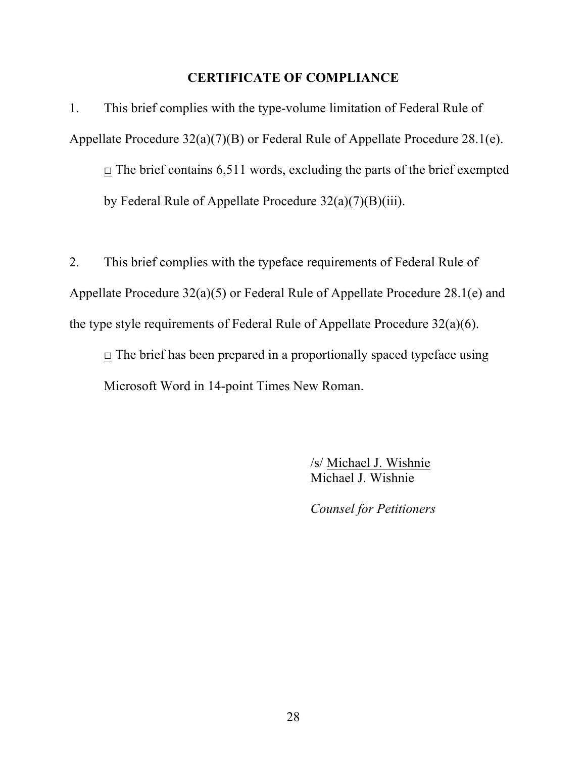## CERTIFICATE OF COMPLIANCE

1. This brief complies with the type-volume limitation of Federal Rule of Appellate Procedure 32(a)(7)(B) or Federal Rule of Appellate Procedure 28.1(e).

   ☐ The brief contains 6,511 words, excluding the parts of the brief exempted by Federal Rule of Appellate Procedure 32(a)(7)(B)(iii).

2. This brief complies with the typeface requirements of Federal Rule of Appellate Procedure 32(a)(5) or Federal Rule of Appellate Procedure 28.1(e) and the type style requirements of Federal Rule of Appellate Procedure 32(a)(6).

   ☐ The brief has been prepared in a proportionally spaced typeface using Microsoft Word in 14-point Times New Roman.

/s/ Michael J. Wishnie
Michael J. Wishnie

*Counsel for Petitioners*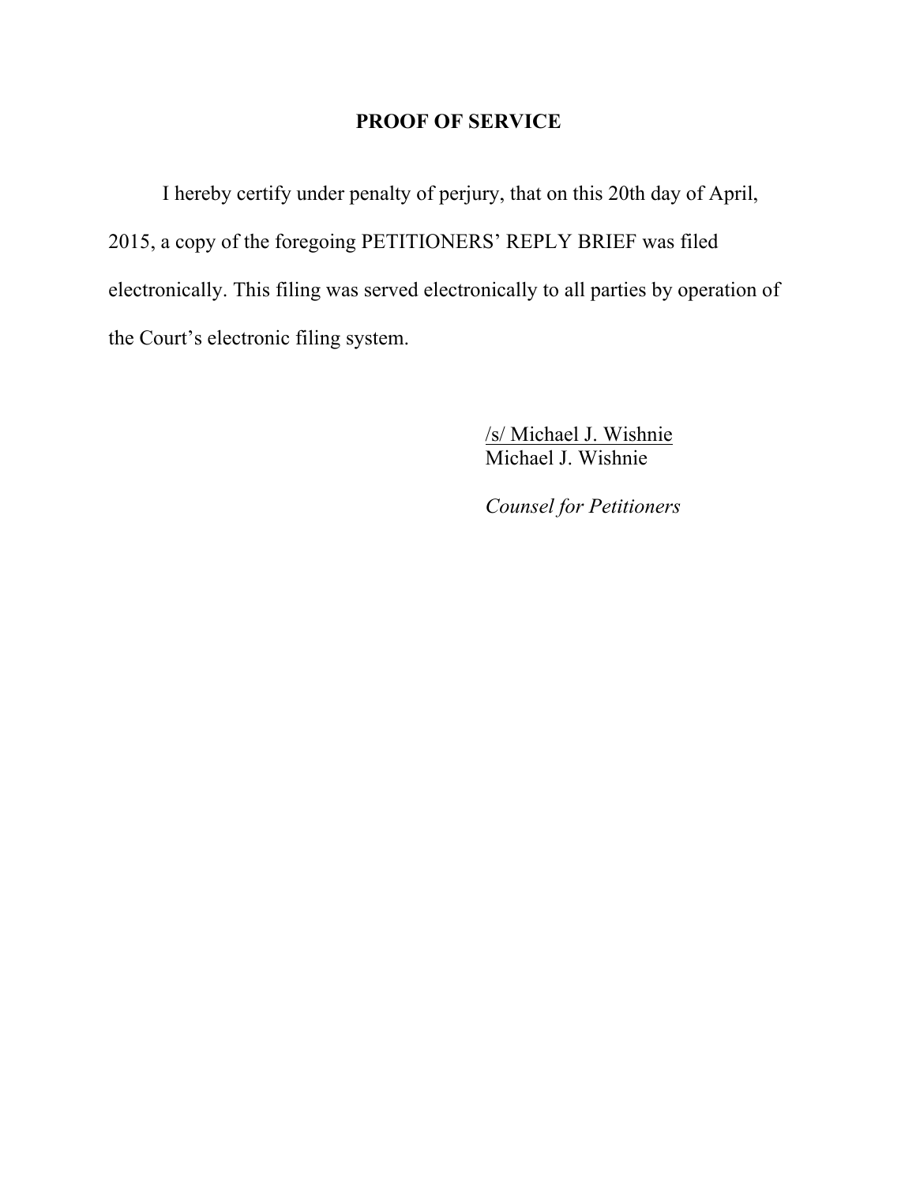# PROOF OF SERVICE

I hereby certify under penalty of perjury, that on this 20th day of April, 2015, a copy of the foregoing PETITIONERS' REPLY BRIEF was filed electronically. This filing was served electronically to all parties by operation of the Court's electronic filing system.

/s/ Michael J. Wishnie
Michael J. Wishnie

*Counsel for Petitioners*